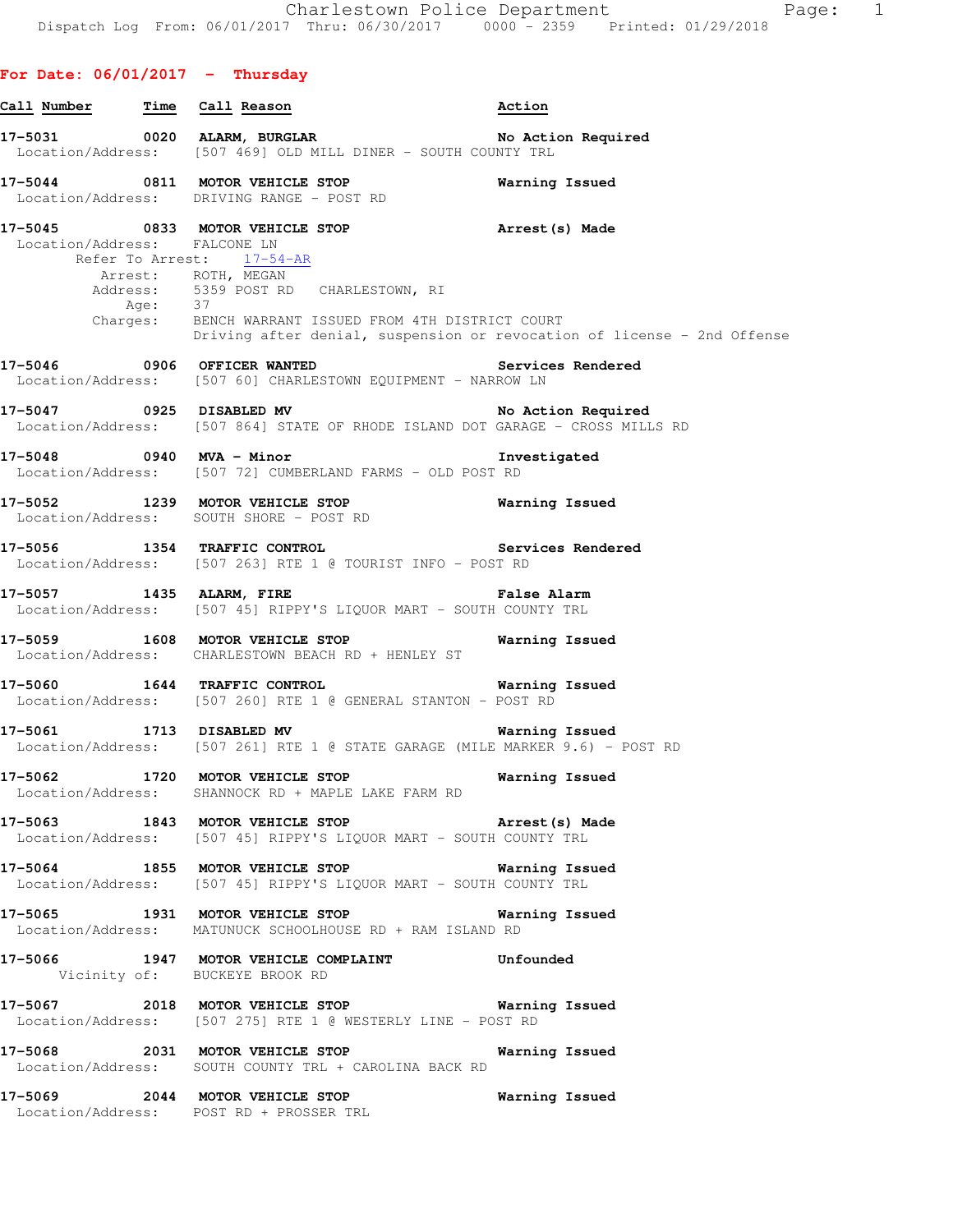Charlestown Police Department

Dispatch Log From: 06/01/2017 Thru: 06/30/2017 0000 - 2359 Printed: 01/29/2018

## For Date: 06/01/2017 - Thursday

| Call Number | Time | Call Reason | Action |
|---|---|---|---|

**17-5031** 0020 **ALARM, BURGLAR** **No Action Required**
Location/Address: [507 469] OLD MILL DINER - SOUTH COUNTY TRL

**17-5044** 0811 **MOTOR VEHICLE STOP** **Warning Issued**
Location/Address: DRIVING RANGE - POST RD

**17-5045** 0833 **MOTOR VEHICLE STOP** **Arrest(s) Made**
Location/Address: FALCONE LN
Refer To Arrest: 17-54-AR
Arrest: ROTH, MEGAN
Address: 5359 POST RD CHARLESTOWN, RI
Age: 37
Charges: BENCH WARRANT ISSUED FROM 4TH DISTRICT COURT
Driving after denial, suspension or revocation of license - 2nd Offense

**17-5046** 0906 **OFFICER WANTED** **Services Rendered**
Location/Address: [507 60] CHARLESTOWN EQUIPMENT - NARROW LN

**17-5047** 0925 **DISABLED MV** **No Action Required**
Location/Address: [507 864] STATE OF RHODE ISLAND DOT GARAGE - CROSS MILLS RD

**17-5048** 0940 **MVA - Minor** **Investigated**
Location/Address: [507 72] CUMBERLAND FARMS - OLD POST RD

**17-5052** 1239 **MOTOR VEHICLE STOP** **Warning Issued**
Location/Address: SOUTH SHORE - POST RD

**17-5056** 1354 **TRAFFIC CONTROL** **Services Rendered**
Location/Address: [507 263] RTE 1 @ TOURIST INFO - POST RD

**17-5057** 1435 **ALARM, FIRE** **False Alarm**
Location/Address: [507 45] RIPPY'S LIQUOR MART - SOUTH COUNTY TRL

**17-5059** 1608 **MOTOR VEHICLE STOP** **Warning Issued**
Location/Address: CHARLESTOWN BEACH RD + HENLEY ST

**17-5060** 1644 **TRAFFIC CONTROL** **Warning Issued**
Location/Address: [507 260] RTE 1 @ GENERAL STANTON - POST RD

**17-5061** 1713 **DISABLED MV** **Warning Issued**
Location/Address: [507 261] RTE 1 @ STATE GARAGE (MILE MARKER 9.6) - POST RD

**17-5062** 1720 **MOTOR VEHICLE STOP** **Warning Issued**
Location/Address: SHANNOCK RD + MAPLE LAKE FARM RD

**17-5063** 1843 **MOTOR VEHICLE STOP** **Arrest(s) Made**
Location/Address: [507 45] RIPPY'S LIQUOR MART - SOUTH COUNTY TRL

**17-5064** 1855 **MOTOR VEHICLE STOP** **Warning Issued**
Location/Address: [507 45] RIPPY'S LIQUOR MART - SOUTH COUNTY TRL

**17-5065** 1931 **MOTOR VEHICLE STOP** **Warning Issued**
Location/Address: MATUNUCK SCHOOLHOUSE RD + RAM ISLAND RD

**17-5066** 1947 **MOTOR VEHICLE COMPLAINT** **Unfounded**
Vicinity of: BUCKEYE BROOK RD

**17-5067** 2018 **MOTOR VEHICLE STOP** **Warning Issued**
Location/Address: [507 275] RTE 1 @ WESTERLY LINE - POST RD

**17-5068** 2031 **MOTOR VEHICLE STOP** **Warning Issued**
Location/Address: SOUTH COUNTY TRL + CAROLINA BACK RD

**17-5069** 2044 **MOTOR VEHICLE STOP** **Warning Issued**
Location/Address: POST RD + PROSSER TRL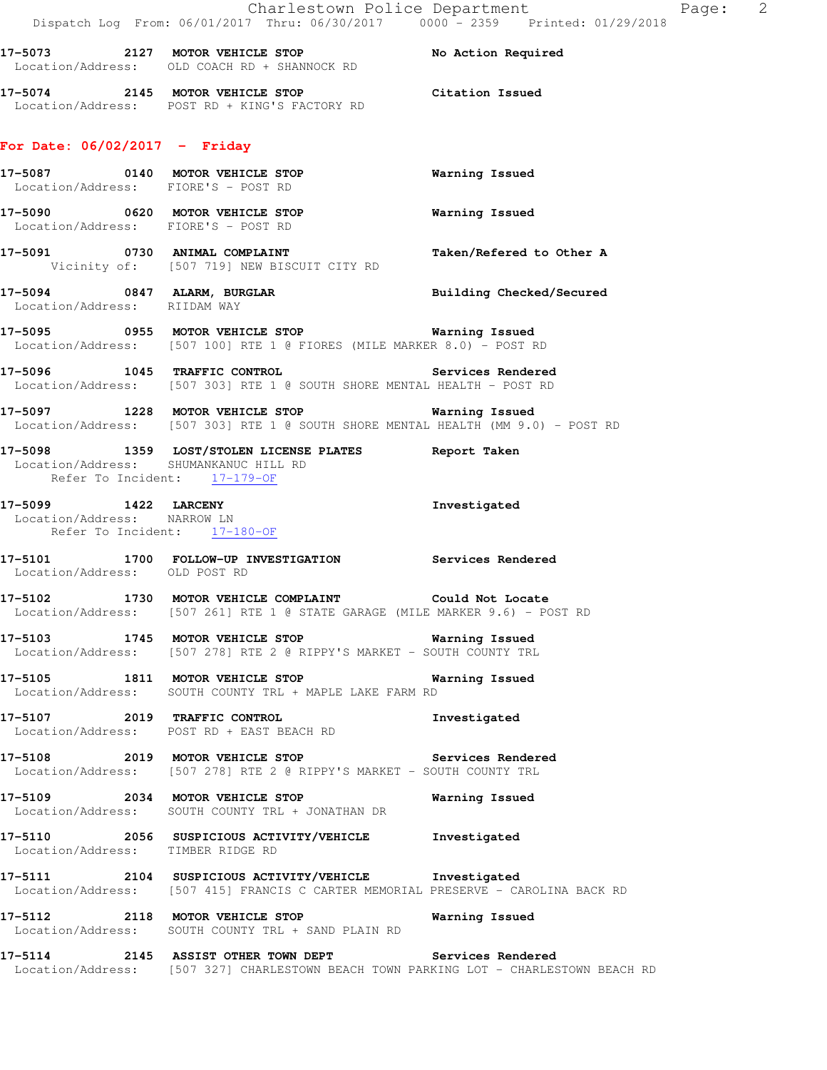17-5073 2127 **MOTOR VEHICLE STOP** No Action Required
Location/Address: OLD COACH RD + SHANNOCK RD

17-5074 2145 **MOTOR VEHICLE STOP** Citation Issued
Location/Address: POST RD + KING'S FACTORY RD

## For Date: 06/02/2017 - Friday

17-5087 0140 **MOTOR VEHICLE STOP** Warning Issued
Location/Address: FIORE'S - POST RD

17-5090 0620 **MOTOR VEHICLE STOP** Warning Issued
Location/Address: FIORE'S - POST RD

17-5091 0730 **ANIMAL COMPLAINT** Taken/Refered to Other A
Vicinity of: [507 719] NEW BISCUIT CITY RD

17-5094 0847 **ALARM, BURGLAR** Building Checked/Secured
Location/Address: RIIDAM WAY

17-5095 0955 **MOTOR VEHICLE STOP** Warning Issued
Location/Address: [507 100] RTE 1 @ FIORES (MILE MARKER 8.0) - POST RD

17-5096 1045 **TRAFFIC CONTROL** Services Rendered
Location/Address: [507 303] RTE 1 @ SOUTH SHORE MENTAL HEALTH - POST RD

17-5097 1228 **MOTOR VEHICLE STOP** Warning Issued
Location/Address: [507 303] RTE 1 @ SOUTH SHORE MENTAL HEALTH (MM 9.0) - POST RD

17-5098 1359 **LOST/STOLEN LICENSE PLATES** Report Taken
Location/Address: SHUMANKANUC HILL RD
Refer To Incident: 17-179-OF

17-5099 1422 **LARCENY** Investigated
Location/Address: NARROW LN
Refer To Incident: 17-180-OF

17-5101 1700 **FOLLOW-UP INVESTIGATION** Services Rendered
Location/Address: OLD POST RD

17-5102 1730 **MOTOR VEHICLE COMPLAINT** Could Not Locate
Location/Address: [507 261] RTE 1 @ STATE GARAGE (MILE MARKER 9.6) - POST RD

17-5103 1745 **MOTOR VEHICLE STOP** Warning Issued
Location/Address: [507 278] RTE 2 @ RIPPY'S MARKET - SOUTH COUNTY TRL

17-5105 1811 **MOTOR VEHICLE STOP** Warning Issued
Location/Address: SOUTH COUNTY TRL + MAPLE LAKE FARM RD

17-5107 2019 **TRAFFIC CONTROL** Investigated
Location/Address: POST RD + EAST BEACH RD

17-5108 2019 **MOTOR VEHICLE STOP** Services Rendered
Location/Address: [507 278] RTE 2 @ RIPPY'S MARKET - SOUTH COUNTY TRL

17-5109 2034 **MOTOR VEHICLE STOP** Warning Issued
Location/Address: SOUTH COUNTY TRL + JONATHAN DR

17-5110 2056 **SUSPICIOUS ACTIVITY/VEHICLE** Investigated
Location/Address: TIMBER RIDGE RD

17-5111 2104 **SUSPICIOUS ACTIVITY/VEHICLE** Investigated
Location/Address: [507 415] FRANCIS C CARTER MEMORIAL PRESERVE - CAROLINA BACK RD

17-5112 2118 **MOTOR VEHICLE STOP** Warning Issued
Location/Address: SOUTH COUNTY TRL + SAND PLAIN RD

17-5114 2145 **ASSIST OTHER TOWN DEPT** Services Rendered
Location/Address: [507 327] CHARLESTOWN BEACH TOWN PARKING LOT - CHARLESTOWN BEACH RD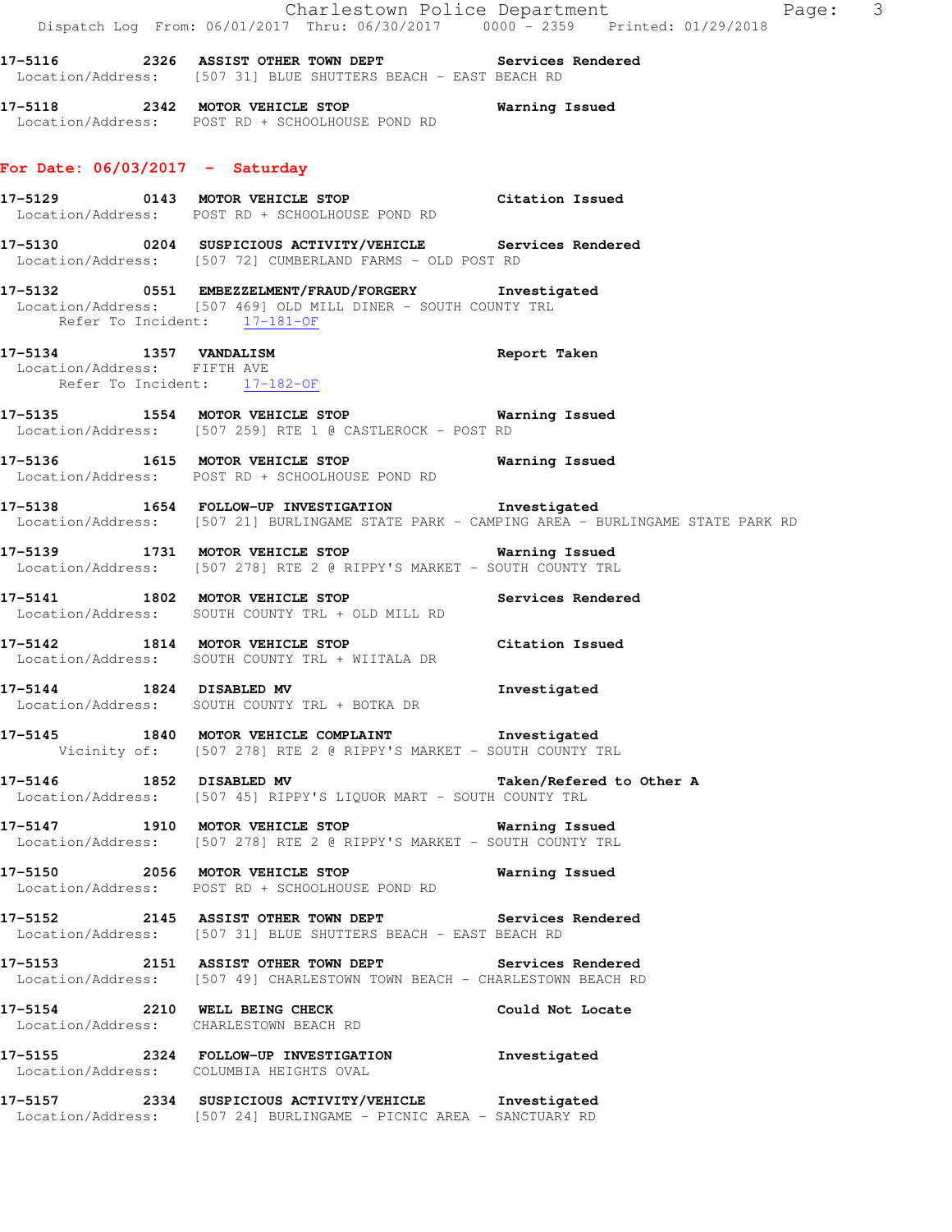17-5116 2326 ASSIST OTHER TOWN DEPT Services Rendered
Location/Address: [507 31] BLUE SHUTTERS BEACH - EAST BEACH RD

17-5118 2342 MOTOR VEHICLE STOP Warning Issued
Location/Address: POST RD + SCHOOLHOUSE POND RD

## For Date: 06/03/2017 - Saturday

17-5129 0143 MOTOR VEHICLE STOP Citation Issued
Location/Address: POST RD + SCHOOLHOUSE POND RD

17-5130 0204 SUSPICIOUS ACTIVITY/VEHICLE Services Rendered
Location/Address: [507 72] CUMBERLAND FARMS - OLD POST RD

17-5132 0551 EMBEZZELMENT/FRAUD/FORGERY Investigated
Location/Address: [507 469] OLD MILL DINER - SOUTH COUNTY TRL
Refer To Incident: 17-181-OF

17-5134 1357 VANDALISM Report Taken
Location/Address: FIFTH AVE
Refer To Incident: 17-182-OF

17-5135 1554 MOTOR VEHICLE STOP Warning Issued
Location/Address: [507 259] RTE 1 @ CASTLEROCK - POST RD

17-5136 1615 MOTOR VEHICLE STOP Warning Issued
Location/Address: POST RD + SCHOOLHOUSE POND RD

17-5138 1654 FOLLOW-UP INVESTIGATION Investigated
Location/Address: [507 21] BURLINGAME STATE PARK - CAMPING AREA - BURLINGAME STATE PARK RD

17-5139 1731 MOTOR VEHICLE STOP Warning Issued
Location/Address: [507 278] RTE 2 @ RIPPY'S MARKET - SOUTH COUNTY TRL

17-5141 1802 MOTOR VEHICLE STOP Services Rendered
Location/Address: SOUTH COUNTY TRL + OLD MILL RD

17-5142 1814 MOTOR VEHICLE STOP Citation Issued
Location/Address: SOUTH COUNTY TRL + WIITALA DR

17-5144 1824 DISABLED MV Investigated
Location/Address: SOUTH COUNTY TRL + BOTKA DR

17-5145 1840 MOTOR VEHICLE COMPLAINT Investigated
Vicinity of: [507 278] RTE 2 @ RIPPY'S MARKET - SOUTH COUNTY TRL

17-5146 1852 DISABLED MV Taken/Refered to Other A
Location/Address: [507 45] RIPPY'S LIQUOR MART - SOUTH COUNTY TRL

17-5147 1910 MOTOR VEHICLE STOP Warning Issued
Location/Address: [507 278] RTE 2 @ RIPPY'S MARKET - SOUTH COUNTY TRL

17-5150 2056 MOTOR VEHICLE STOP Warning Issued
Location/Address: POST RD + SCHOOLHOUSE POND RD

17-5152 2145 ASSIST OTHER TOWN DEPT Services Rendered
Location/Address: [507 31] BLUE SHUTTERS BEACH - EAST BEACH RD

17-5153 2151 ASSIST OTHER TOWN DEPT Services Rendered
Location/Address: [507 49] CHARLESTOWN TOWN BEACH - CHARLESTOWN BEACH RD

17-5154 2210 WELL BEING CHECK Could Not Locate
Location/Address: CHARLESTOWN BEACH RD

17-5155 2324 FOLLOW-UP INVESTIGATION Investigated
Location/Address: COLUMBIA HEIGHTS OVAL

17-5157 2334 SUSPICIOUS ACTIVITY/VEHICLE Investigated
Location/Address: [507 24] BURLINGAME - PICNIC AREA - SANCTUARY RD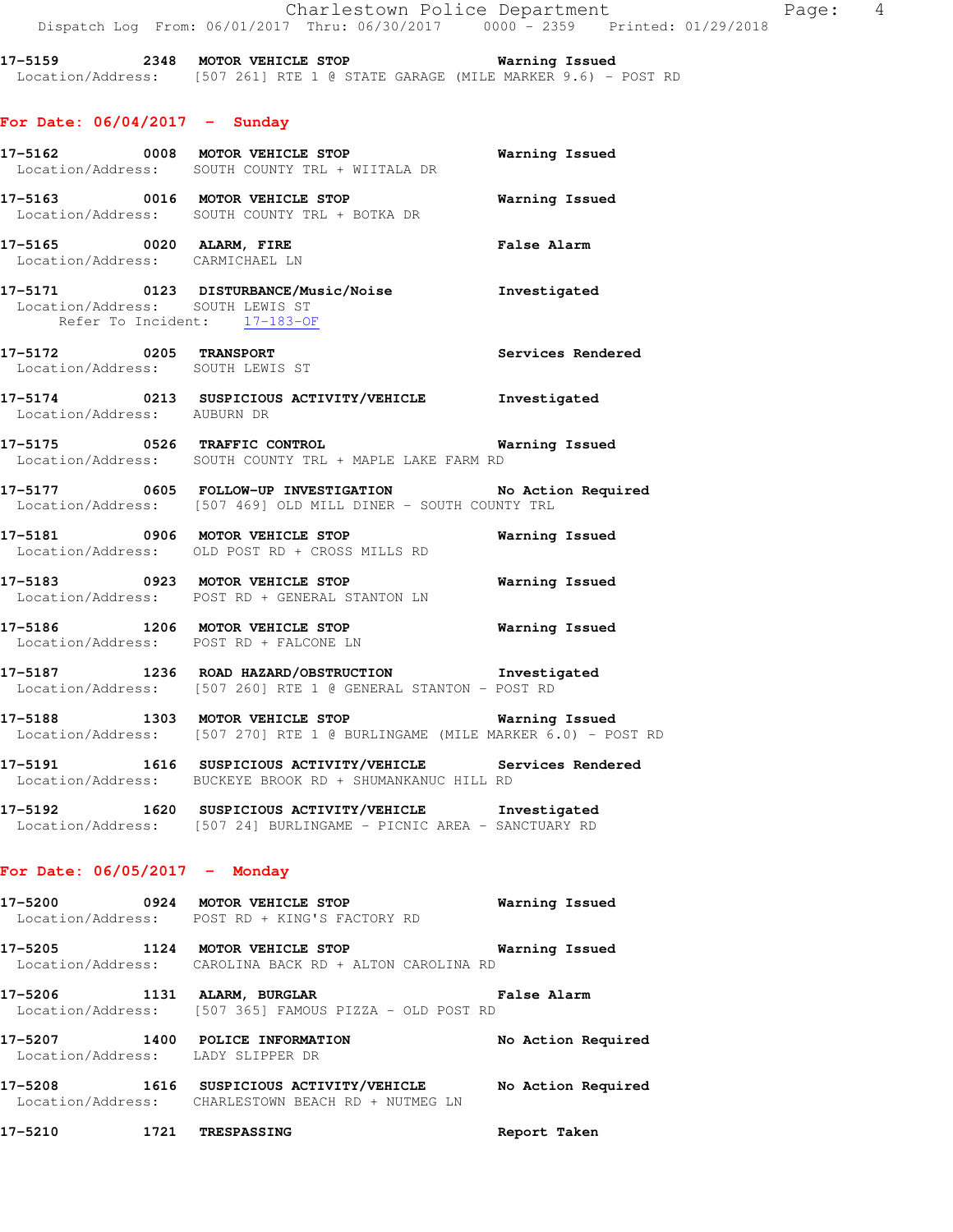17-5159 2348 MOTOR VEHICLE STOP Warning Issued
Location/Address: [507 261] RTE 1 @ STATE GARAGE (MILE MARKER 9.6) - POST RD

## For Date: 06/04/2017 - Sunday

17-5162 0008 MOTOR VEHICLE STOP Warning Issued
Location/Address: SOUTH COUNTY TRL + WIITALA DR

17-5163 0016 MOTOR VEHICLE STOP Warning Issued
Location/Address: SOUTH COUNTY TRL + BOTKA DR

17-5165 0020 ALARM, FIRE False Alarm
Location/Address: CARMICHAEL LN

17-5171 0123 DISTURBANCE/Music/Noise Investigated
Location/Address: SOUTH LEWIS ST
Refer To Incident: 17-183-OF

17-5172 0205 TRANSPORT Services Rendered
Location/Address: SOUTH LEWIS ST

17-5174 0213 SUSPICIOUS ACTIVITY/VEHICLE Investigated
Location/Address: AUBURN DR

17-5175 0526 TRAFFIC CONTROL Warning Issued
Location/Address: SOUTH COUNTY TRL + MAPLE LAKE FARM RD

17-5177 0605 FOLLOW-UP INVESTIGATION No Action Required
Location/Address: [507 469] OLD MILL DINER - SOUTH COUNTY TRL

17-5181 0906 MOTOR VEHICLE STOP Warning Issued
Location/Address: OLD POST RD + CROSS MILLS RD

17-5183 0923 MOTOR VEHICLE STOP Warning Issued
Location/Address: POST RD + GENERAL STANTON LN

17-5186 1206 MOTOR VEHICLE STOP Warning Issued
Location/Address: POST RD + FALCONE LN

17-5187 1236 ROAD HAZARD/OBSTRUCTION Investigated
Location/Address: [507 260] RTE 1 @ GENERAL STANTON - POST RD

17-5188 1303 MOTOR VEHICLE STOP Warning Issued
Location/Address: [507 270] RTE 1 @ BURLINGAME (MILE MARKER 6.0) - POST RD

17-5191 1616 SUSPICIOUS ACTIVITY/VEHICLE Services Rendered
Location/Address: BUCKEYE BROOK RD + SHUMANKANUC HILL RD

17-5192 1620 SUSPICIOUS ACTIVITY/VEHICLE Investigated
Location/Address: [507 24] BURLINGAME - PICNIC AREA - SANCTUARY RD

## For Date: 06/05/2017 - Monday

17-5200 0924 MOTOR VEHICLE STOP Warning Issued
Location/Address: POST RD + KING'S FACTORY RD

17-5205 1124 MOTOR VEHICLE STOP Warning Issued
Location/Address: CAROLINA BACK RD + ALTON CAROLINA RD

17-5206 1131 ALARM, BURGLAR False Alarm
Location/Address: [507 365] FAMOUS PIZZA - OLD POST RD

17-5207 1400 POLICE INFORMATION No Action Required
Location/Address: LADY SLIPPER DR

17-5208 1616 SUSPICIOUS ACTIVITY/VEHICLE No Action Required
Location/Address: CHARLESTOWN BEACH RD + NUTMEG LN

17-5210 1721 TRESPASSING Report Taken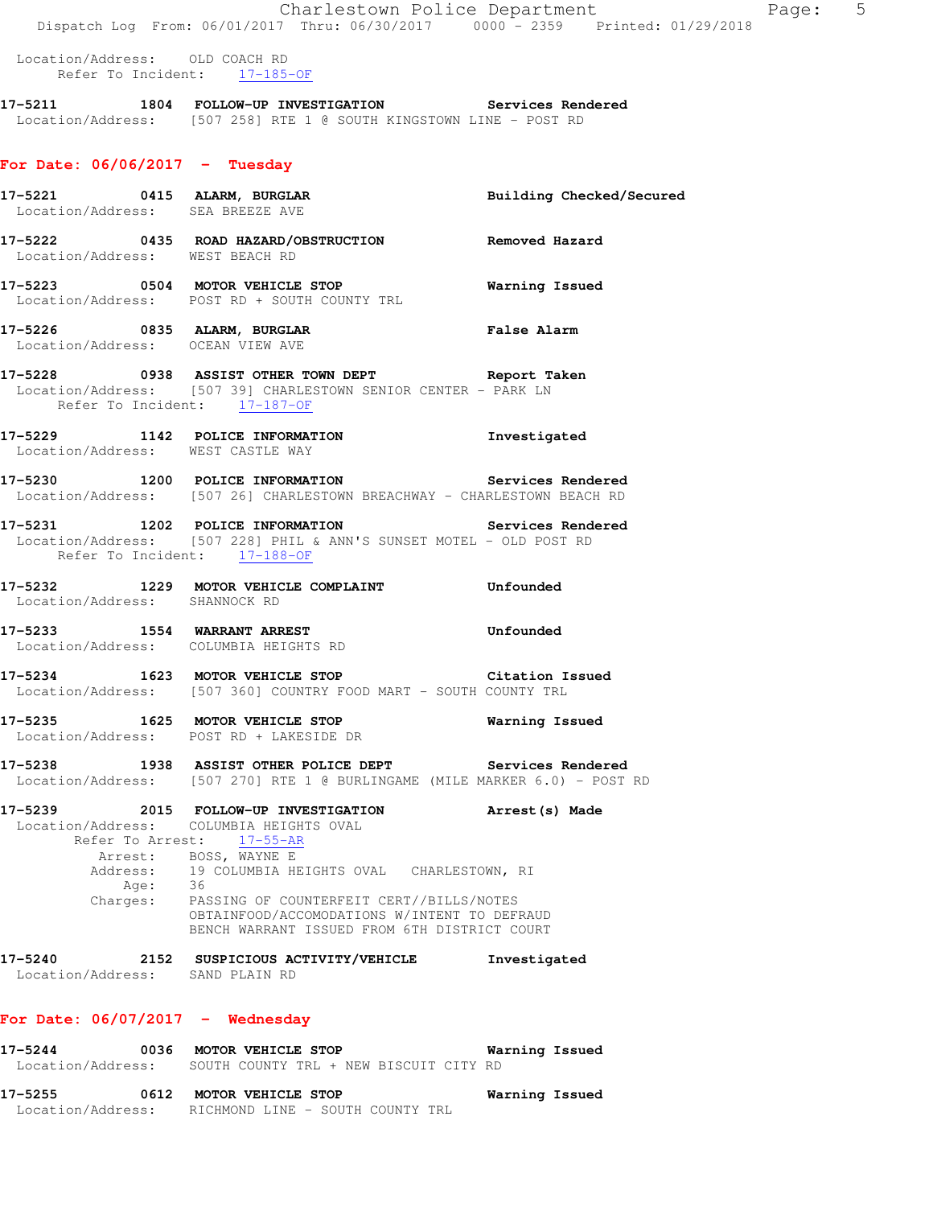Location/Address: OLD COACH RD
Refer To Incident: 17-185-OF

**17-5211 1804 FOLLOW-UP INVESTIGATION** **Services Rendered**
Location/Address: [507 258] RTE 1 @ SOUTH KINGSTOWN LINE - POST RD

## For Date: 06/06/2017 - Tuesday

**17-5221 0415 ALARM, BURGLAR** **Building Checked/Secured**
Location/Address: SEA BREEZE AVE

**17-5222 0435 ROAD HAZARD/OBSTRUCTION** **Removed Hazard**
Location/Address: WEST BEACH RD

**17-5223 0504 MOTOR VEHICLE STOP** **Warning Issued**
Location/Address: POST RD + SOUTH COUNTY TRL

**17-5226 0835 ALARM, BURGLAR** **False Alarm**
Location/Address: OCEAN VIEW AVE

**17-5228 0938 ASSIST OTHER TOWN DEPT** **Report Taken**
Location/Address: [507 39] CHARLESTOWN SENIOR CENTER - PARK LN
Refer To Incident: 17-187-OF

**17-5229 1142 POLICE INFORMATION** **Investigated**
Location/Address: WEST CASTLE WAY

**17-5230 1200 POLICE INFORMATION** **Services Rendered**
Location/Address: [507 26] CHARLESTOWN BREACHWAY - CHARLESTOWN BEACH RD

**17-5231 1202 POLICE INFORMATION** **Services Rendered**
Location/Address: [507 228] PHIL & ANN'S SUNSET MOTEL - OLD POST RD
Refer To Incident: 17-188-OF

**17-5232 1229 MOTOR VEHICLE COMPLAINT** **Unfounded**
Location/Address: SHANNOCK RD

**17-5233 1554 WARRANT ARREST** **Unfounded**
Location/Address: COLUMBIA HEIGHTS RD

**17-5234 1623 MOTOR VEHICLE STOP** **Citation Issued**
Location/Address: [507 360] COUNTRY FOOD MART - SOUTH COUNTY TRL

**17-5235 1625 MOTOR VEHICLE STOP** **Warning Issued**
Location/Address: POST RD + LAKESIDE DR

**17-5238 1938 ASSIST OTHER POLICE DEPT** **Services Rendered**
Location/Address: [507 270] RTE 1 @ BURLINGAME (MILE MARKER 6.0) - POST RD

**17-5239 2015 FOLLOW-UP INVESTIGATION** **Arrest(s) Made**
Location/Address: COLUMBIA HEIGHTS OVAL
Refer To Arrest: 17-55-AR
Arrest: BOSS, WAYNE E
Address: 19 COLUMBIA HEIGHTS OVAL CHARLESTOWN, RI
Age: 36
Charges: PASSING OF COUNTERFEIT CERT//BILLS/NOTES
OBTAINFOOD/ACCOMODATIONS W/INTENT TO DEFRAUD
BENCH WARRANT ISSUED FROM 6TH DISTRICT COURT

**17-5240 2152 SUSPICIOUS ACTIVITY/VEHICLE** **Investigated**
Location/Address: SAND PLAIN RD

## For Date: 06/07/2017 - Wednesday

**17-5244 0036 MOTOR VEHICLE STOP** **Warning Issued**
Location/Address: SOUTH COUNTY TRL + NEW BISCUIT CITY RD

**17-5255 0612 MOTOR VEHICLE STOP** **Warning Issued**
Location/Address: RICHMOND LINE - SOUTH COUNTY TRL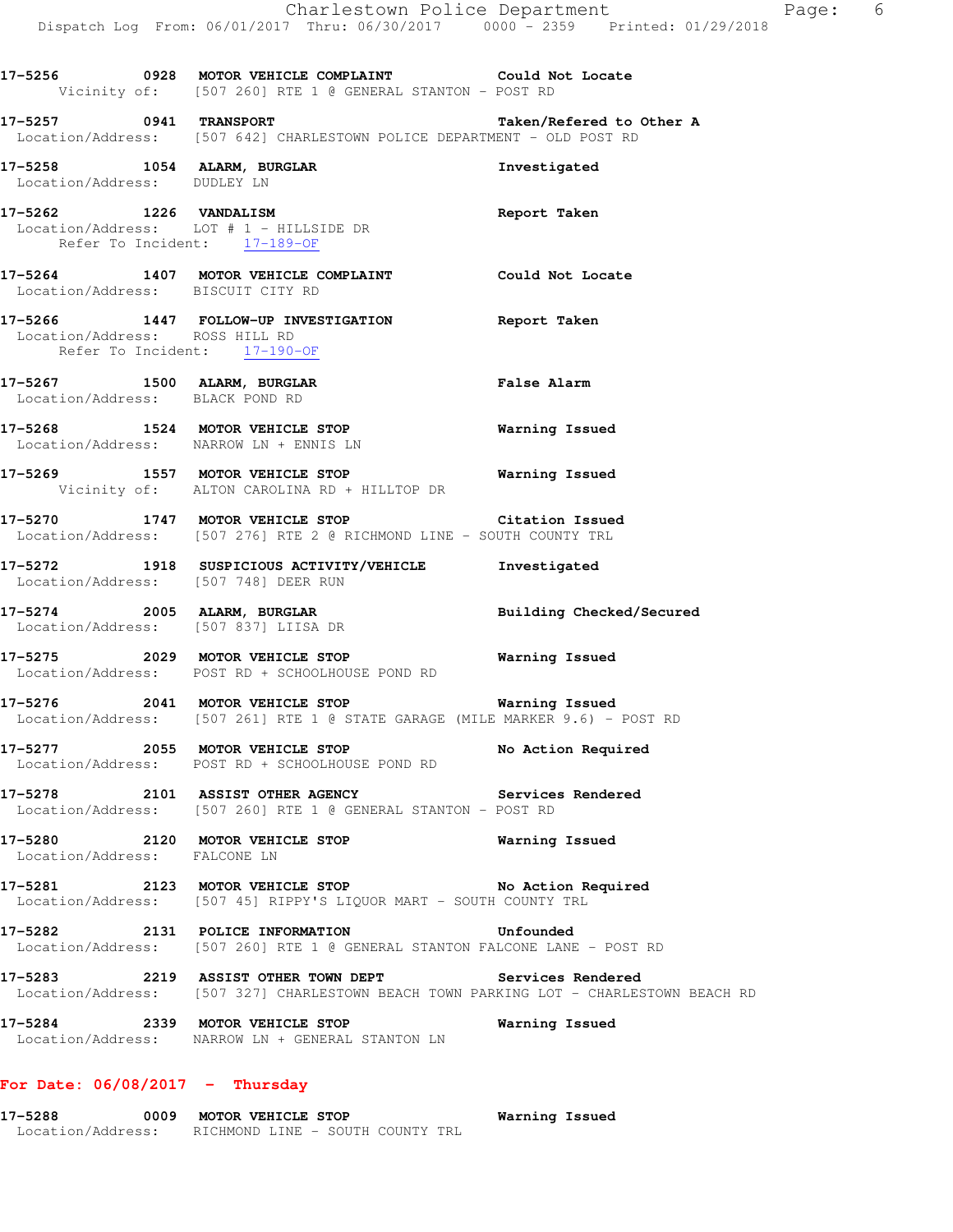17-5256 0928 **MOTOR VEHICLE COMPLAINT** **Could Not Locate**
Vicinity of: [507 260] RTE 1 @ GENERAL STANTON - POST RD

17-5257 0941 **TRANSPORT** **Taken/Refered to Other A**
Location/Address: [507 642] CHARLESTOWN POLICE DEPARTMENT - OLD POST RD

17-5258 1054 **ALARM, BURGLAR** **Investigated**
Location/Address: DUDLEY LN

17-5262 1226 **VANDALISM** **Report Taken**
Location/Address: LOT # 1 - HILLSIDE DR
Refer To Incident: 17-189-OF

17-5264 1407 **MOTOR VEHICLE COMPLAINT** **Could Not Locate**
Location/Address: BISCUIT CITY RD

17-5266 1447 **FOLLOW-UP INVESTIGATION** **Report Taken**
Location/Address: ROSS HILL RD
Refer To Incident: 17-190-OF

17-5267 1500 **ALARM, BURGLAR** **False Alarm**
Location/Address: BLACK POND RD

17-5268 1524 **MOTOR VEHICLE STOP** **Warning Issued**
Location/Address: NARROW LN + ENNIS LN

17-5269 1557 **MOTOR VEHICLE STOP** **Warning Issued**
Vicinity of: ALTON CAROLINA RD + HILLTOP DR

17-5270 1747 **MOTOR VEHICLE STOP** **Citation Issued**
Location/Address: [507 276] RTE 2 @ RICHMOND LINE - SOUTH COUNTY TRL

17-5272 1918 **SUSPICIOUS ACTIVITY/VEHICLE** **Investigated**
Location/Address: [507 748] DEER RUN

17-5274 2005 **ALARM, BURGLAR** **Building Checked/Secured**
Location/Address: [507 837] LIISA DR

17-5275 2029 **MOTOR VEHICLE STOP** **Warning Issued**
Location/Address: POST RD + SCHOOLHOUSE POND RD

17-5276 2041 **MOTOR VEHICLE STOP** **Warning Issued**
Location/Address: [507 261] RTE 1 @ STATE GARAGE (MILE MARKER 9.6) - POST RD

17-5277 2055 **MOTOR VEHICLE STOP** **No Action Required**
Location/Address: POST RD + SCHOOLHOUSE POND RD

17-5278 2101 **ASSIST OTHER AGENCY** **Services Rendered**
Location/Address: [507 260] RTE 1 @ GENERAL STANTON - POST RD

17-5280 2120 **MOTOR VEHICLE STOP** **Warning Issued**
Location/Address: FALCONE LN

17-5281 2123 **MOTOR VEHICLE STOP** **No Action Required**
Location/Address: [507 45] RIPPY'S LIQUOR MART - SOUTH COUNTY TRL

17-5282 2131 **POLICE INFORMATION** **Unfounded**
Location/Address: [507 260] RTE 1 @ GENERAL STANTON FALCONE LANE - POST RD

17-5283 2219 **ASSIST OTHER TOWN DEPT** **Services Rendered**
Location/Address: [507 327] CHARLESTOWN BEACH TOWN PARKING LOT - CHARLESTOWN BEACH RD

17-5284 2339 **MOTOR VEHICLE STOP** **Warning Issued**
Location/Address: NARROW LN + GENERAL STANTON LN

**For Date: 06/08/2017 - Thursday**

17-5288 0009 **MOTOR VEHICLE STOP** **Warning Issued**
Location/Address: RICHMOND LINE - SOUTH COUNTY TRL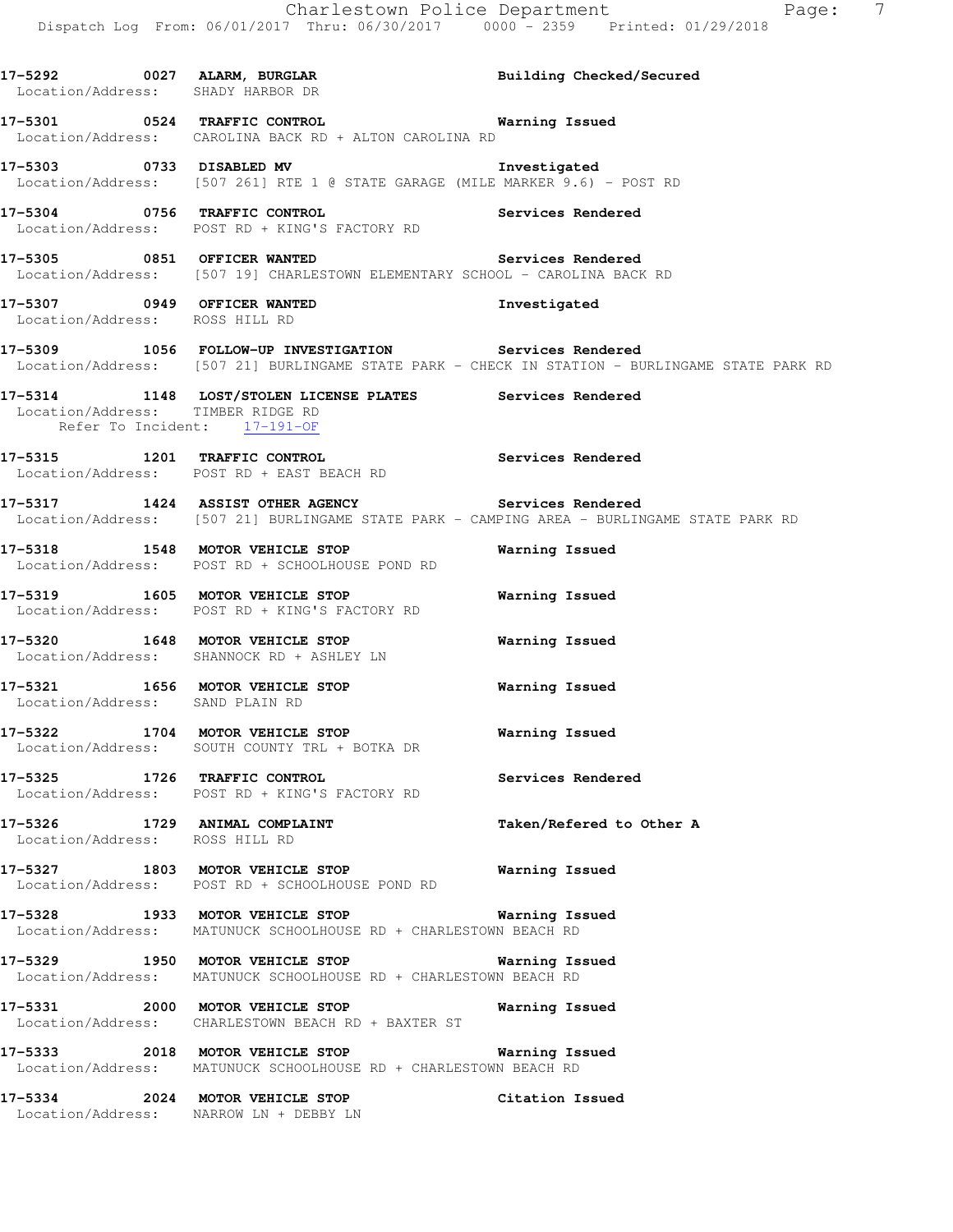**17-5292 0027 ALARM, BURGLAR** **Building Checked/Secured**
Location/Address: SHADY HARBOR DR

**17-5301 0524 TRAFFIC CONTROL** **Warning Issued**
Location/Address: CAROLINA BACK RD + ALTON CAROLINA RD

**17-5303 0733 DISABLED MV** **Investigated**
Location/Address: [507 261] RTE 1 @ STATE GARAGE (MILE MARKER 9.6) - POST RD

**17-5304 0756 TRAFFIC CONTROL** **Services Rendered**
Location/Address: POST RD + KING'S FACTORY RD

**17-5305 0851 OFFICER WANTED** **Services Rendered**
Location/Address: [507 19] CHARLESTOWN ELEMENTARY SCHOOL - CAROLINA BACK RD

**17-5307 0949 OFFICER WANTED** **Investigated**
Location/Address: ROSS HILL RD

**17-5309 1056 FOLLOW-UP INVESTIGATION** **Services Rendered**
Location/Address: [507 21] BURLINGAME STATE PARK - CHECK IN STATION - BURLINGAME STATE PARK RD

**17-5314 1148 LOST/STOLEN LICENSE PLATES** **Services Rendered**
Location/Address: TIMBER RIDGE RD
Refer To Incident: 17-191-OF

**17-5315 1201 TRAFFIC CONTROL** **Services Rendered**
Location/Address: POST RD + EAST BEACH RD

**17-5317 1424 ASSIST OTHER AGENCY** **Services Rendered**
Location/Address: [507 21] BURLINGAME STATE PARK - CAMPING AREA - BURLINGAME STATE PARK RD

**17-5318 1548 MOTOR VEHICLE STOP** **Warning Issued**
Location/Address: POST RD + SCHOOLHOUSE POND RD

**17-5319 1605 MOTOR VEHICLE STOP** **Warning Issued**
Location/Address: POST RD + KING'S FACTORY RD

**17-5320 1648 MOTOR VEHICLE STOP** **Warning Issued**
Location/Address: SHANNOCK RD + ASHLEY LN

**17-5321 1656 MOTOR VEHICLE STOP** **Warning Issued**
Location/Address: SAND PLAIN RD

**17-5322 1704 MOTOR VEHICLE STOP** **Warning Issued**
Location/Address: SOUTH COUNTY TRL + BOTKA DR

**17-5325 1726 TRAFFIC CONTROL** **Services Rendered**
Location/Address: POST RD + KING'S FACTORY RD

**17-5326 1729 ANIMAL COMPLAINT** **Taken/Refered to Other A**
Location/Address: ROSS HILL RD

**17-5327 1803 MOTOR VEHICLE STOP** **Warning Issued**
Location/Address: POST RD + SCHOOLHOUSE POND RD

**17-5328 1933 MOTOR VEHICLE STOP** **Warning Issued**
Location/Address: MATUNUCK SCHOOLHOUSE RD + CHARLESTOWN BEACH RD

**17-5329 1950 MOTOR VEHICLE STOP** **Warning Issued**
Location/Address: MATUNUCK SCHOOLHOUSE RD + CHARLESTOWN BEACH RD

**17-5331 2000 MOTOR VEHICLE STOP** **Warning Issued**
Location/Address: CHARLESTOWN BEACH RD + BAXTER ST

**17-5333 2018 MOTOR VEHICLE STOP** **Warning Issued**
Location/Address: MATUNUCK SCHOOLHOUSE RD + CHARLESTOWN BEACH RD

**17-5334 2024 MOTOR VEHICLE STOP** **Citation Issued**
Location/Address: NARROW LN + DEBBY LN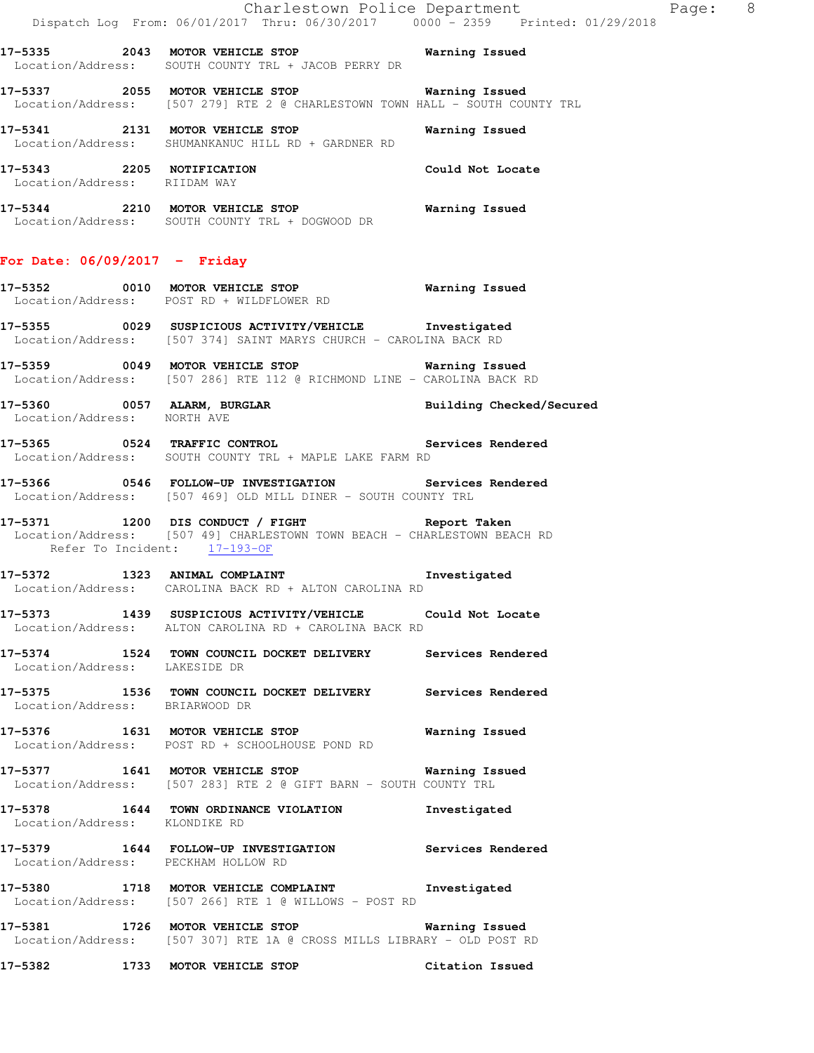**17-5335 2043 MOTOR VEHICLE STOP** **Warning Issued**
Location/Address: SOUTH COUNTY TRL + JACOB PERRY DR

**17-5337 2055 MOTOR VEHICLE STOP** **Warning Issued**
Location/Address: [507 279] RTE 2 @ CHARLESTOWN TOWN HALL - SOUTH COUNTY TRL

**17-5341 2131 MOTOR VEHICLE STOP** **Warning Issued**
Location/Address: SHUMANKANUC HILL RD + GARDNER RD

**17-5343 2205 NOTIFICATION** **Could Not Locate**
Location/Address: RIIDAM WAY

**17-5344 2210 MOTOR VEHICLE STOP** **Warning Issued**
Location/Address: SOUTH COUNTY TRL + DOGWOOD DR

## For Date: 06/09/2017 - Friday

**17-5352 0010 MOTOR VEHICLE STOP** **Warning Issued**
Location/Address: POST RD + WILDFLOWER RD

**17-5355 0029 SUSPICIOUS ACTIVITY/VEHICLE** **Investigated**
Location/Address: [507 374] SAINT MARYS CHURCH - CAROLINA BACK RD

**17-5359 0049 MOTOR VEHICLE STOP** **Warning Issued**
Location/Address: [507 286] RTE 112 @ RICHMOND LINE - CAROLINA BACK RD

**17-5360 0057 ALARM, BURGLAR** **Building Checked/Secured**
Location/Address: NORTH AVE

**17-5365 0524 TRAFFIC CONTROL** **Services Rendered**
Location/Address: SOUTH COUNTY TRL + MAPLE LAKE FARM RD

**17-5366 0546 FOLLOW-UP INVESTIGATION** **Services Rendered**
Location/Address: [507 469] OLD MILL DINER - SOUTH COUNTY TRL

**17-5371 1200 DIS CONDUCT / FIGHT** **Report Taken**
Location/Address: [507 49] CHARLESTOWN TOWN BEACH - CHARLESTOWN BEACH RD
Refer To Incident: 17-193-OF

**17-5372 1323 ANIMAL COMPLAINT** **Investigated**
Location/Address: CAROLINA BACK RD + ALTON CAROLINA RD

**17-5373 1439 SUSPICIOUS ACTIVITY/VEHICLE** **Could Not Locate**
Location/Address: ALTON CAROLINA RD + CAROLINA BACK RD

**17-5374 1524 TOWN COUNCIL DOCKET DELIVERY** **Services Rendered**
Location/Address: LAKESIDE DR

**17-5375 1536 TOWN COUNCIL DOCKET DELIVERY** **Services Rendered**
Location/Address: BRIARWOOD DR

**17-5376 1631 MOTOR VEHICLE STOP** **Warning Issued**
Location/Address: POST RD + SCHOOLHOUSE POND RD

**17-5377 1641 MOTOR VEHICLE STOP** **Warning Issued**
Location/Address: [507 283] RTE 2 @ GIFT BARN - SOUTH COUNTY TRL

**17-5378 1644 TOWN ORDINANCE VIOLATION** **Investigated**
Location/Address: KLONDIKE RD

**17-5379 1644 FOLLOW-UP INVESTIGATION** **Services Rendered**
Location/Address: PECKHAM HOLLOW RD

**17-5380 1718 MOTOR VEHICLE COMPLAINT** **Investigated**
Location/Address: [507 266] RTE 1 @ WILLOWS - POST RD

**17-5381 1726 MOTOR VEHICLE STOP** **Warning Issued**
Location/Address: [507 307] RTE 1A @ CROSS MILLS LIBRARY - OLD POST RD

**17-5382 1733 MOTOR VEHICLE STOP** **Citation Issued**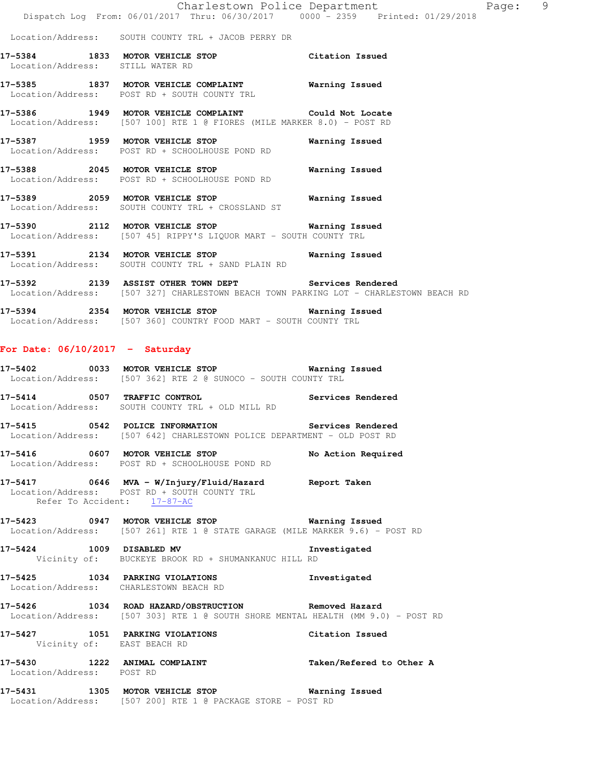Location/Address: SOUTH COUNTY TRL + JACOB PERRY DR

**17-5384 1833 MOTOR VEHICLE STOP** Citation Issued
Location/Address: STILL WATER RD

**17-5385 1837 MOTOR VEHICLE COMPLAINT** Warning Issued
Location/Address: POST RD + SOUTH COUNTY TRL

**17-5386 1949 MOTOR VEHICLE COMPLAINT** Could Not Locate
Location/Address: [507 100] RTE 1 @ FIORES (MILE MARKER 8.0) - POST RD

**17-5387 1959 MOTOR VEHICLE STOP** Warning Issued
Location/Address: POST RD + SCHOOLHOUSE POND RD

**17-5388 2045 MOTOR VEHICLE STOP** Warning Issued
Location/Address: POST RD + SCHOOLHOUSE POND RD

**17-5389 2059 MOTOR VEHICLE STOP** Warning Issued
Location/Address: SOUTH COUNTY TRL + CROSSLAND ST

**17-5390 2112 MOTOR VEHICLE STOP** Warning Issued
Location/Address: [507 45] RIPPY'S LIQUOR MART - SOUTH COUNTY TRL

**17-5391 2134 MOTOR VEHICLE STOP** Warning Issued
Location/Address: SOUTH COUNTY TRL + SAND PLAIN RD

**17-5392 2139 ASSIST OTHER TOWN DEPT** Services Rendered
Location/Address: [507 327] CHARLESTOWN BEACH TOWN PARKING LOT - CHARLESTOWN BEACH RD

**17-5394 2354 MOTOR VEHICLE STOP** Warning Issued
Location/Address: [507 360] COUNTRY FOOD MART - SOUTH COUNTY TRL

## For Date: 06/10/2017 - Saturday

**17-5402 0033 MOTOR VEHICLE STOP** Warning Issued
Location/Address: [507 362] RTE 2 @ SUNOCO - SOUTH COUNTY TRL

**17-5414 0507 TRAFFIC CONTROL** Services Rendered
Location/Address: SOUTH COUNTY TRL + OLD MILL RD

**17-5415 0542 POLICE INFORMATION** Services Rendered
Location/Address: [507 642] CHARLESTOWN POLICE DEPARTMENT - OLD POST RD

**17-5416 0607 MOTOR VEHICLE STOP** No Action Required
Location/Address: POST RD + SCHOOLHOUSE POND RD

**17-5417 0646 MVA - W/Injury/Fluid/Hazard** Report Taken
Location/Address: POST RD + SOUTH COUNTY TRL
Refer To Accident: 17-87-AC

**17-5423 0947 MOTOR VEHICLE STOP** Warning Issued
Location/Address: [507 261] RTE 1 @ STATE GARAGE (MILE MARKER 9.6) - POST RD

**17-5424 1009 DISABLED MV** Investigated
Vicinity of: BUCKEYE BROOK RD + SHUMANKANUC HILL RD

**17-5425 1034 PARKING VIOLATIONS** Investigated
Location/Address: CHARLESTOWN BEACH RD

**17-5426 1034 ROAD HAZARD/OBSTRUCTION** Removed Hazard
Location/Address: [507 303] RTE 1 @ SOUTH SHORE MENTAL HEALTH (MM 9.0) - POST RD

**17-5427 1051 PARKING VIOLATIONS** Citation Issued
Vicinity of: EAST BEACH RD

**17-5430 1222 ANIMAL COMPLAINT** Taken/Refered to Other A
Location/Address: POST RD

**17-5431 1305 MOTOR VEHICLE STOP** Warning Issued
Location/Address: [507 200] RTE 1 @ PACKAGE STORE - POST RD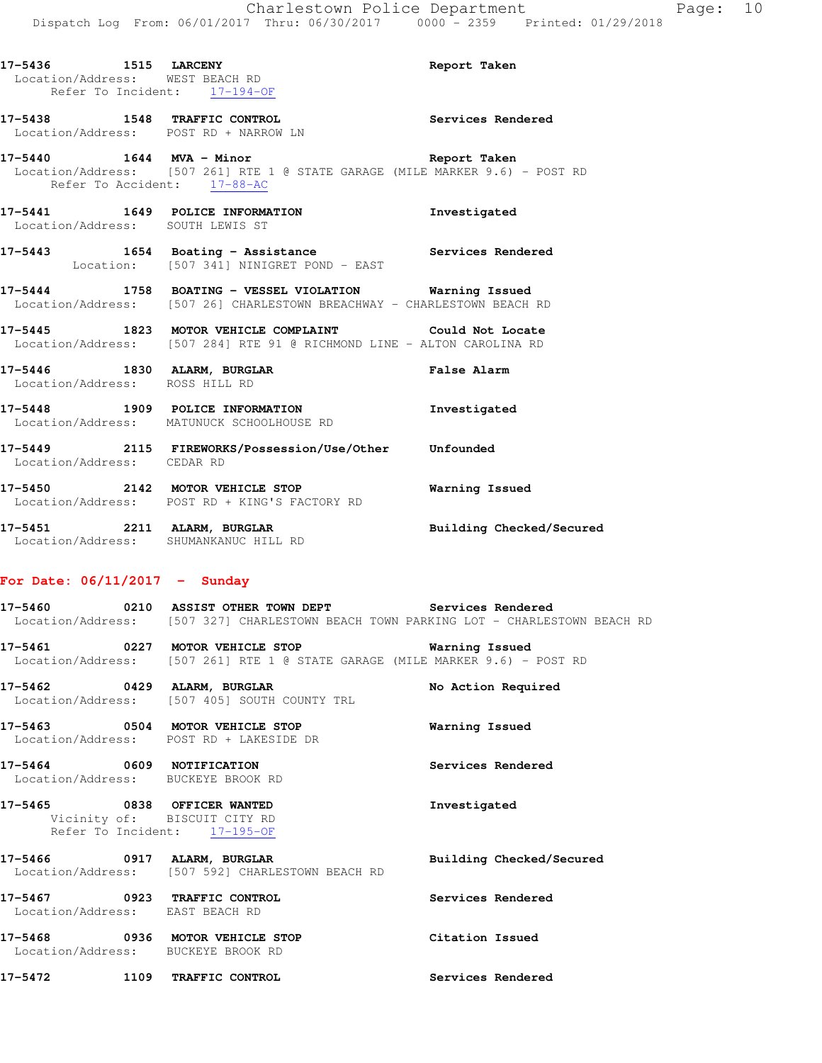**17-5436 1515 LARCENY** Report Taken
Location/Address: WEST BEACH RD
Refer To Incident: 17-194-OF

**17-5438 1548 TRAFFIC CONTROL** Services Rendered
Location/Address: POST RD + NARROW LN

**17-5440 1644 MVA - Minor** Report Taken
Location/Address: [507 261] RTE 1 @ STATE GARAGE (MILE MARKER 9.6) - POST RD
Refer To Accident: 17-88-AC

**17-5441 1649 POLICE INFORMATION** Investigated
Location/Address: SOUTH LEWIS ST

**17-5443 1654 Boating - Assistance** Services Rendered
Location: [507 341] NINIGRET POND - EAST

**17-5444 1758 BOATING - VESSEL VIOLATION** Warning Issued
Location/Address: [507 26] CHARLESTOWN BREACHWAY - CHARLESTOWN BEACH RD

**17-5445 1823 MOTOR VEHICLE COMPLAINT** Could Not Locate
Location/Address: [507 284] RTE 91 @ RICHMOND LINE - ALTON CAROLINA RD

**17-5446 1830 ALARM, BURGLAR** False Alarm
Location/Address: ROSS HILL RD

**17-5448 1909 POLICE INFORMATION** Investigated
Location/Address: MATUNUCK SCHOOLHOUSE RD

**17-5449 2115 FIREWORKS/Possession/Use/Other** Unfounded
Location/Address: CEDAR RD

**17-5450 2142 MOTOR VEHICLE STOP** Warning Issued
Location/Address: POST RD + KING'S FACTORY RD

**17-5451 2211 ALARM, BURGLAR** Building Checked/Secured
Location/Address: SHUMANKANUC HILL RD

## For Date: 06/11/2017 - Sunday

**17-5460 0210 ASSIST OTHER TOWN DEPT** Services Rendered
Location/Address: [507 327] CHARLESTOWN BEACH TOWN PARKING LOT - CHARLESTOWN BEACH RD

**17-5461 0227 MOTOR VEHICLE STOP** Warning Issued
Location/Address: [507 261] RTE 1 @ STATE GARAGE (MILE MARKER 9.6) - POST RD

**17-5462 0429 ALARM, BURGLAR** No Action Required
Location/Address: [507 405] SOUTH COUNTY TRL

**17-5463 0504 MOTOR VEHICLE STOP** Warning Issued
Location/Address: POST RD + LAKESIDE DR

**17-5464 0609 NOTIFICATION** Services Rendered
Location/Address: BUCKEYE BROOK RD

**17-5465 0838 OFFICER WANTED** Investigated
Vicinity of: BISCUIT CITY RD
Refer To Incident: 17-195-OF

**17-5466 0917 ALARM, BURGLAR** Building Checked/Secured
Location/Address: [507 592] CHARLESTOWN BEACH RD

**17-5467 0923 TRAFFIC CONTROL** Services Rendered
Location/Address: EAST BEACH RD

**17-5468 0936 MOTOR VEHICLE STOP** Citation Issued
Location/Address: BUCKEYE BROOK RD

**17-5472 1109 TRAFFIC CONTROL** Services Rendered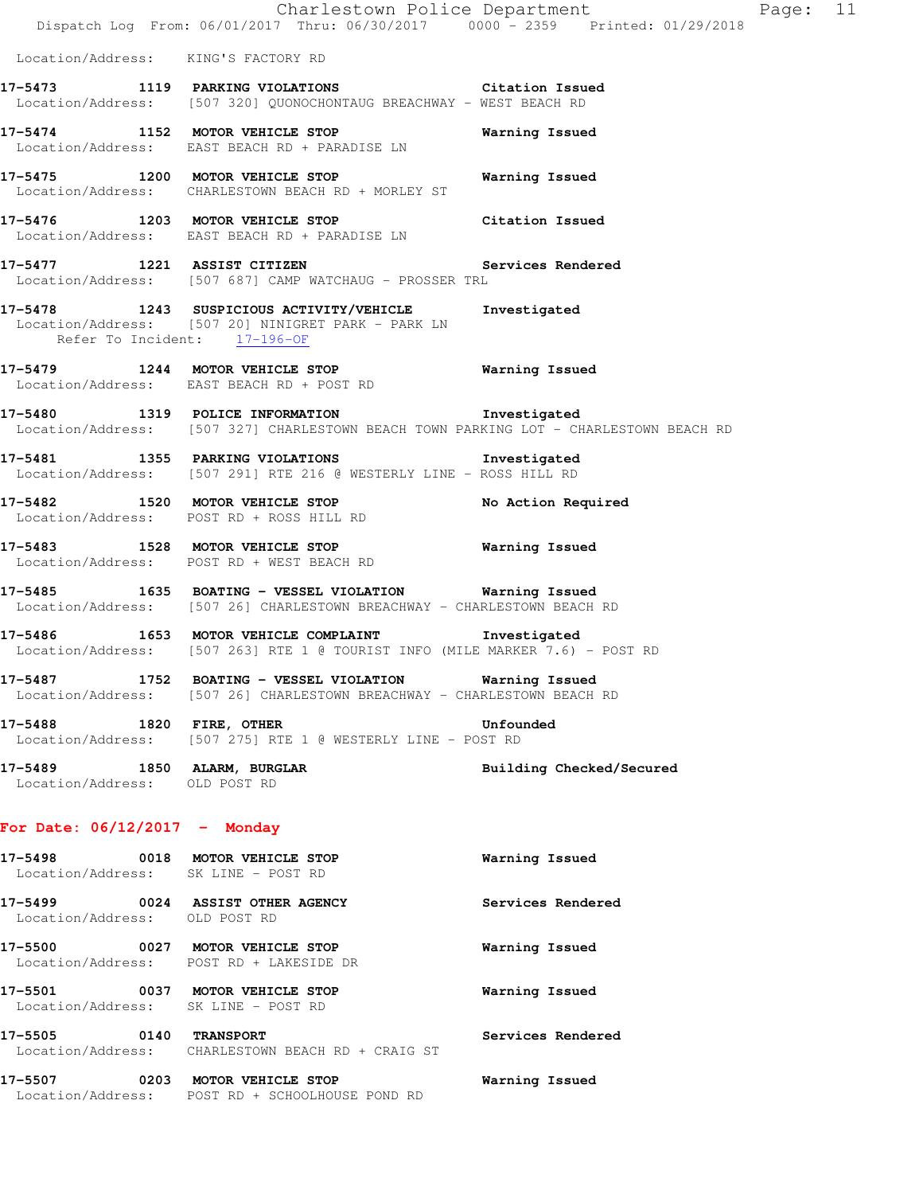Location/Address: KING'S FACTORY RD

**17-5473 1119 PARKING VIOLATIONS** Citation Issued
Location/Address: [507 320] QUONOCHONTAUG BREACHWAY - WEST BEACH RD

**17-5474 1152 MOTOR VEHICLE STOP** Warning Issued
Location/Address: EAST BEACH RD + PARADISE LN

**17-5475 1200 MOTOR VEHICLE STOP** Warning Issued
Location/Address: CHARLESTOWN BEACH RD + MORLEY ST

**17-5476 1203 MOTOR VEHICLE STOP** Citation Issued
Location/Address: EAST BEACH RD + PARADISE LN

**17-5477 1221 ASSIST CITIZEN** Services Rendered
Location/Address: [507 687] CAMP WATCHAUG - PROSSER TRL

**17-5478 1243 SUSPICIOUS ACTIVITY/VEHICLE** Investigated
Location/Address: [507 20] NINIGRET PARK - PARK LN
Refer To Incident: 17-196-OF

**17-5479 1244 MOTOR VEHICLE STOP** Warning Issued
Location/Address: EAST BEACH RD + POST RD

**17-5480 1319 POLICE INFORMATION** Investigated
Location/Address: [507 327] CHARLESTOWN BEACH TOWN PARKING LOT - CHARLESTOWN BEACH RD

**17-5481 1355 PARKING VIOLATIONS** Investigated
Location/Address: [507 291] RTE 216 @ WESTERLY LINE - ROSS HILL RD

**17-5482 1520 MOTOR VEHICLE STOP** No Action Required
Location/Address: POST RD + ROSS HILL RD

**17-5483 1528 MOTOR VEHICLE STOP** Warning Issued
Location/Address: POST RD + WEST BEACH RD

**17-5485 1635 BOATING - VESSEL VIOLATION** Warning Issued
Location/Address: [507 26] CHARLESTOWN BREACHWAY - CHARLESTOWN BEACH RD

**17-5486 1653 MOTOR VEHICLE COMPLAINT** Investigated
Location/Address: [507 263] RTE 1 @ TOURIST INFO (MILE MARKER 7.6) - POST RD

**17-5487 1752 BOATING - VESSEL VIOLATION** Warning Issued
Location/Address: [507 26] CHARLESTOWN BREACHWAY - CHARLESTOWN BEACH RD

**17-5488 1820 FIRE, OTHER** Unfounded
Location/Address: [507 275] RTE 1 @ WESTERLY LINE - POST RD

**17-5489 1850 ALARM, BURGLAR** Building Checked/Secured
Location/Address: OLD POST RD

## For Date: 06/12/2017 - Monday

**17-5498 0018 MOTOR VEHICLE STOP** Warning Issued
Location/Address: SK LINE - POST RD

**17-5499 0024 ASSIST OTHER AGENCY** Services Rendered
Location/Address: OLD POST RD

**17-5500 0027 MOTOR VEHICLE STOP** Warning Issued
Location/Address: POST RD + LAKESIDE DR

**17-5501 0037 MOTOR VEHICLE STOP** Warning Issued
Location/Address: SK LINE - POST RD

**17-5505 0140 TRANSPORT** Services Rendered
Location/Address: CHARLESTOWN BEACH RD + CRAIG ST

**17-5507 0203 MOTOR VEHICLE STOP** Warning Issued
Location/Address: POST RD + SCHOOLHOUSE POND RD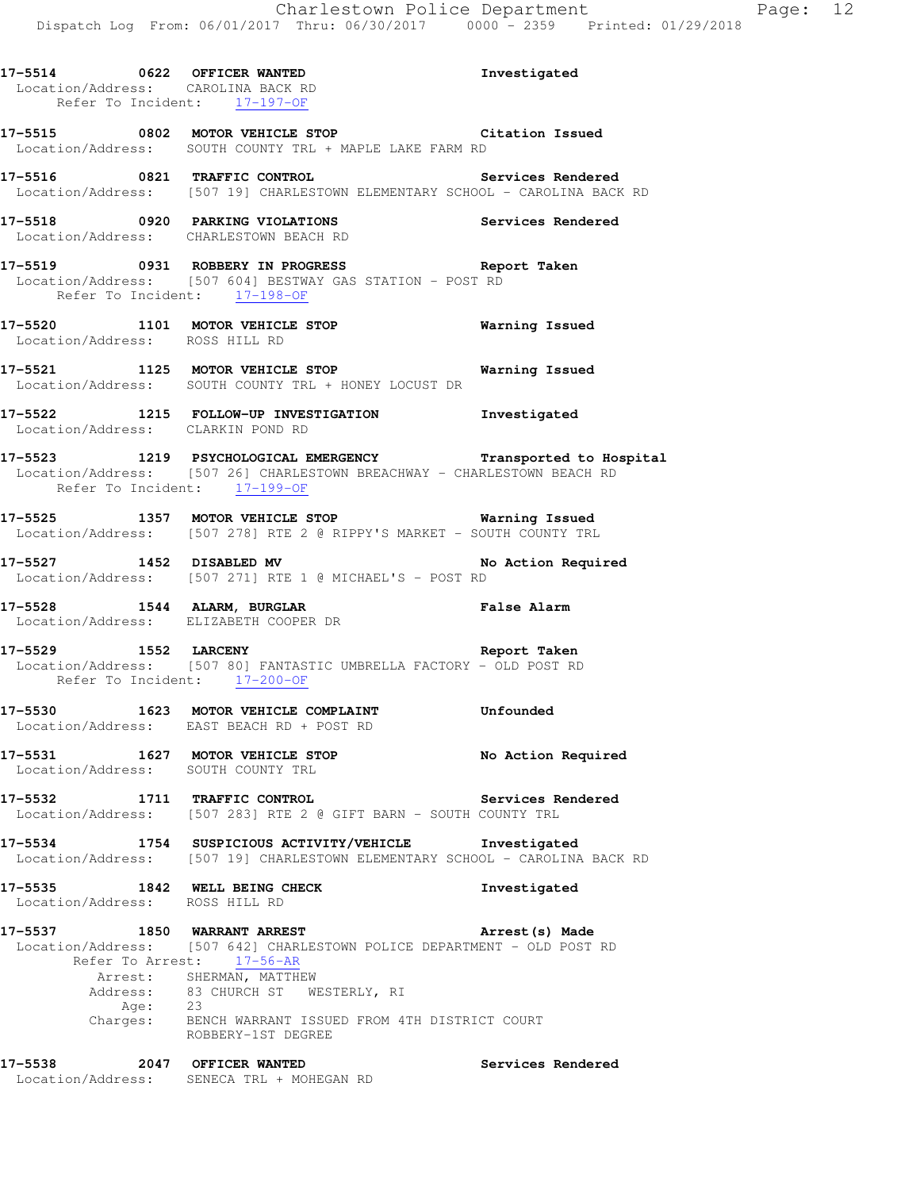**17-5514 0622 OFFICER WANTED** Investigated
Location/Address: CAROLINA BACK RD
Refer To Incident: 17-197-OF

**17-5515 0802 MOTOR VEHICLE STOP** Citation Issued
Location/Address: SOUTH COUNTY TRL + MAPLE LAKE FARM RD

**17-5516 0821 TRAFFIC CONTROL** Services Rendered
Location/Address: [507 19] CHARLESTOWN ELEMENTARY SCHOOL - CAROLINA BACK RD

**17-5518 0920 PARKING VIOLATIONS** Services Rendered
Location/Address: CHARLESTOWN BEACH RD

**17-5519 0931 ROBBERY IN PROGRESS** Report Taken
Location/Address: [507 604] BESTWAY GAS STATION - POST RD
Refer To Incident: 17-198-OF

**17-5520 1101 MOTOR VEHICLE STOP** Warning Issued
Location/Address: ROSS HILL RD

**17-5521 1125 MOTOR VEHICLE STOP** Warning Issued
Location/Address: SOUTH COUNTY TRL + HONEY LOCUST DR

**17-5522 1215 FOLLOW-UP INVESTIGATION** Investigated
Location/Address: CLARKIN POND RD

**17-5523 1219 PSYCHOLOGICAL EMERGENCY** Transported to Hospital
Location/Address: [507 26] CHARLESTOWN BREACHWAY - CHARLESTOWN BEACH RD
Refer To Incident: 17-199-OF

**17-5525 1357 MOTOR VEHICLE STOP** Warning Issued
Location/Address: [507 278] RTE 2 @ RIPPY'S MARKET - SOUTH COUNTY TRL

**17-5527 1452 DISABLED MV** No Action Required
Location/Address: [507 271] RTE 1 @ MICHAEL'S - POST RD

**17-5528 1544 ALARM, BURGLAR** False Alarm
Location/Address: ELIZABETH COOPER DR

**17-5529 1552 LARCENY** Report Taken
Location/Address: [507 80] FANTASTIC UMBRELLA FACTORY - OLD POST RD
Refer To Incident: 17-200-OF

**17-5530 1623 MOTOR VEHICLE COMPLAINT** Unfounded
Location/Address: EAST BEACH RD + POST RD

**17-5531 1627 MOTOR VEHICLE STOP** No Action Required
Location/Address: SOUTH COUNTY TRL

**17-5532 1711 TRAFFIC CONTROL** Services Rendered
Location/Address: [507 283] RTE 2 @ GIFT BARN - SOUTH COUNTY TRL

**17-5534 1754 SUSPICIOUS ACTIVITY/VEHICLE** Investigated
Location/Address: [507 19] CHARLESTOWN ELEMENTARY SCHOOL - CAROLINA BACK RD

**17-5535 1842 WELL BEING CHECK** Investigated
Location/Address: ROSS HILL RD

**17-5537 1850 WARRANT ARREST** Arrest(s) Made
Location/Address: [507 642] CHARLESTOWN POLICE DEPARTMENT - OLD POST RD
Refer To Arrest: 17-56-AR
Arrest: SHERMAN, MATTHEW
Address: 83 CHURCH ST WESTERLY, RI
Age: 23
Charges: BENCH WARRANT ISSUED FROM 4TH DISTRICT COURT
ROBBERY-1ST DEGREE

**17-5538 2047 OFFICER WANTED** Services Rendered
Location/Address: SENECA TRL + MOHEGAN RD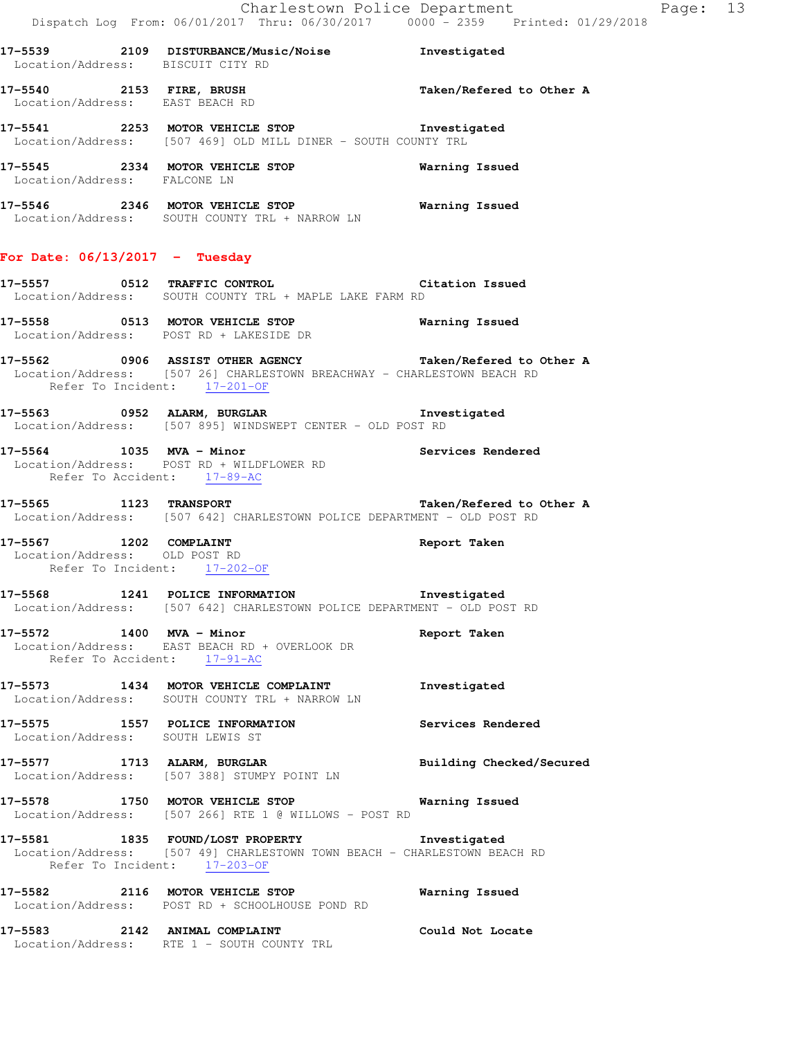17-5539 2109 DISTURBANCE/Music/Noise Investigated
Location/Address: BISCUIT CITY RD

17-5540 2153 FIRE, BRUSH Taken/Refered to Other A
Location/Address: EAST BEACH RD

17-5541 2253 MOTOR VEHICLE STOP Investigated
Location/Address: [507 469] OLD MILL DINER - SOUTH COUNTY TRL

17-5545 2334 MOTOR VEHICLE STOP Warning Issued
Location/Address: FALCONE LN

17-5546 2346 MOTOR VEHICLE STOP Warning Issued
Location/Address: SOUTH COUNTY TRL + NARROW LN

## For Date: 06/13/2017 - Tuesday

17-5557 0512 TRAFFIC CONTROL Citation Issued
Location/Address: SOUTH COUNTY TRL + MAPLE LAKE FARM RD

17-5558 0513 MOTOR VEHICLE STOP Warning Issued
Location/Address: POST RD + LAKESIDE DR

17-5562 0906 ASSIST OTHER AGENCY Taken/Refered to Other A
Location/Address: [507 26] CHARLESTOWN BREACHWAY - CHARLESTOWN BEACH RD
Refer To Incident: 17-201-OF

17-5563 0952 ALARM, BURGLAR Investigated
Location/Address: [507 895] WINDSWEPT CENTER - OLD POST RD

17-5564 1035 MVA - Minor Services Rendered
Location/Address: POST RD + WILDFLOWER RD
Refer To Accident: 17-89-AC

17-5565 1123 TRANSPORT Taken/Refered to Other A
Location/Address: [507 642] CHARLESTOWN POLICE DEPARTMENT - OLD POST RD

17-5567 1202 COMPLAINT Report Taken
Location/Address: OLD POST RD
Refer To Incident: 17-202-OF

17-5568 1241 POLICE INFORMATION Investigated
Location/Address: [507 642] CHARLESTOWN POLICE DEPARTMENT - OLD POST RD

17-5572 1400 MVA - Minor Report Taken
Location/Address: EAST BEACH RD + OVERLOOK DR
Refer To Accident: 17-91-AC

17-5573 1434 MOTOR VEHICLE COMPLAINT Investigated
Location/Address: SOUTH COUNTY TRL + NARROW LN

17-5575 1557 POLICE INFORMATION Services Rendered
Location/Address: SOUTH LEWIS ST

17-5577 1713 ALARM, BURGLAR Building Checked/Secured
Location/Address: [507 388] STUMPY POINT LN

17-5578 1750 MOTOR VEHICLE STOP Warning Issued
Location/Address: [507 266] RTE 1 @ WILLOWS - POST RD

17-5581 1835 FOUND/LOST PROPERTY Investigated
Location/Address: [507 49] CHARLESTOWN TOWN BEACH - CHARLESTOWN BEACH RD
Refer To Incident: 17-203-OF

17-5582 2116 MOTOR VEHICLE STOP Warning Issued
Location/Address: POST RD + SCHOOLHOUSE POND RD

17-5583 2142 ANIMAL COMPLAINT Could Not Locate
Location/Address: RTE 1 - SOUTH COUNTY TRL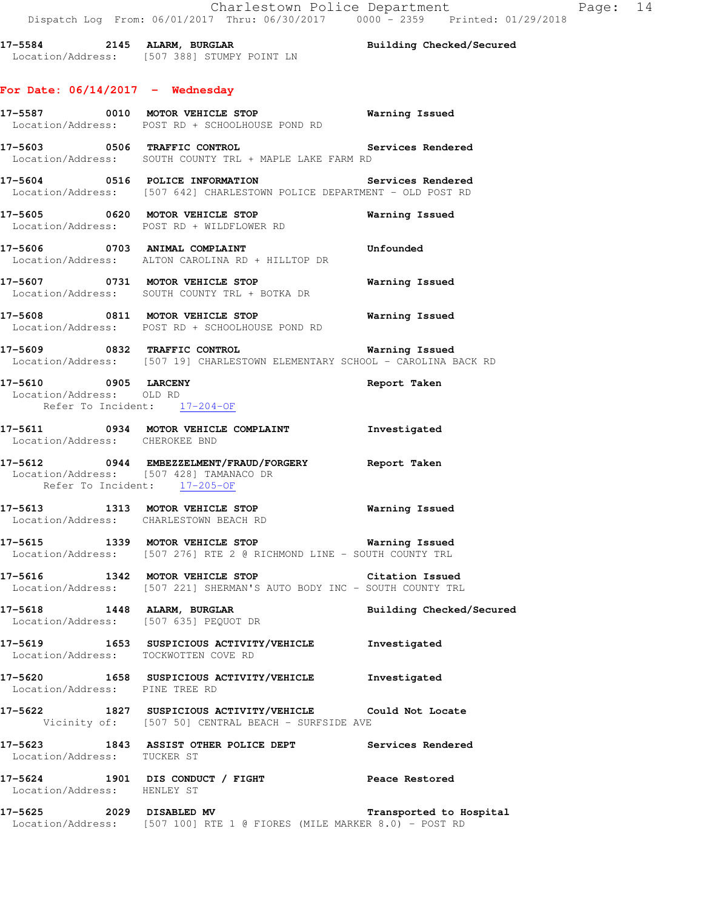17-5584 2145 **ALARM, BURGLAR** Building Checked/Secured
Location/Address: [507 388] STUMPY POINT LN

## For Date: 06/14/2017 - Wednesday

17-5587 0010 **MOTOR VEHICLE STOP** Warning Issued
Location/Address: POST RD + SCHOOLHOUSE POND RD

17-5603 0506 **TRAFFIC CONTROL** Services Rendered
Location/Address: SOUTH COUNTY TRL + MAPLE LAKE FARM RD

17-5604 0516 **POLICE INFORMATION** Services Rendered
Location/Address: [507 642] CHARLESTOWN POLICE DEPARTMENT - OLD POST RD

17-5605 0620 **MOTOR VEHICLE STOP** Warning Issued
Location/Address: POST RD + WILDFLOWER RD

17-5606 0703 **ANIMAL COMPLAINT** Unfounded
Location/Address: ALTON CAROLINA RD + HILLTOP DR

17-5607 0731 **MOTOR VEHICLE STOP** Warning Issued
Location/Address: SOUTH COUNTY TRL + BOTKA DR

17-5608 0811 **MOTOR VEHICLE STOP** Warning Issued
Location/Address: POST RD + SCHOOLHOUSE POND RD

17-5609 0832 **TRAFFIC CONTROL** Warning Issued
Location/Address: [507 19] CHARLESTOWN ELEMENTARY SCHOOL - CAROLINA BACK RD

17-5610 0905 **LARCENY** Report Taken
Location/Address: OLD RD
Refer To Incident: 17-204-OF

17-5611 0934 **MOTOR VEHICLE COMPLAINT** Investigated
Location/Address: CHEROKEE BND

17-5612 0944 **EMBEZZELMENT/FRAUD/FORGERY** Report Taken
Location/Address: [507 428] TAMANACO DR
Refer To Incident: 17-205-OF

17-5613 1313 **MOTOR VEHICLE STOP** Warning Issued
Location/Address: CHARLESTOWN BEACH RD

17-5615 1339 **MOTOR VEHICLE STOP** Warning Issued
Location/Address: [507 276] RTE 2 @ RICHMOND LINE - SOUTH COUNTY TRL

17-5616 1342 **MOTOR VEHICLE STOP** Citation Issued
Location/Address: [507 221] SHERMAN'S AUTO BODY INC - SOUTH COUNTY TRL

17-5618 1448 **ALARM, BURGLAR** Building Checked/Secured
Location/Address: [507 635] PEQUOT DR

17-5619 1653 **SUSPICIOUS ACTIVITY/VEHICLE** Investigated
Location/Address: TOCKWOTTEN COVE RD

17-5620 1658 **SUSPICIOUS ACTIVITY/VEHICLE** Investigated
Location/Address: PINE TREE RD

17-5622 1827 **SUSPICIOUS ACTIVITY/VEHICLE** Could Not Locate
Vicinity of: [507 50] CENTRAL BEACH - SURFSIDE AVE

17-5623 1843 **ASSIST OTHER POLICE DEPT** Services Rendered
Location/Address: TUCKER ST

17-5624 1901 **DIS CONDUCT / FIGHT** Peace Restored
Location/Address: HENLEY ST

17-5625 2029 **DISABLED MV** Transported to Hospital
Location/Address: [507 100] RTE 1 @ FIORES (MILE MARKER 8.0) - POST RD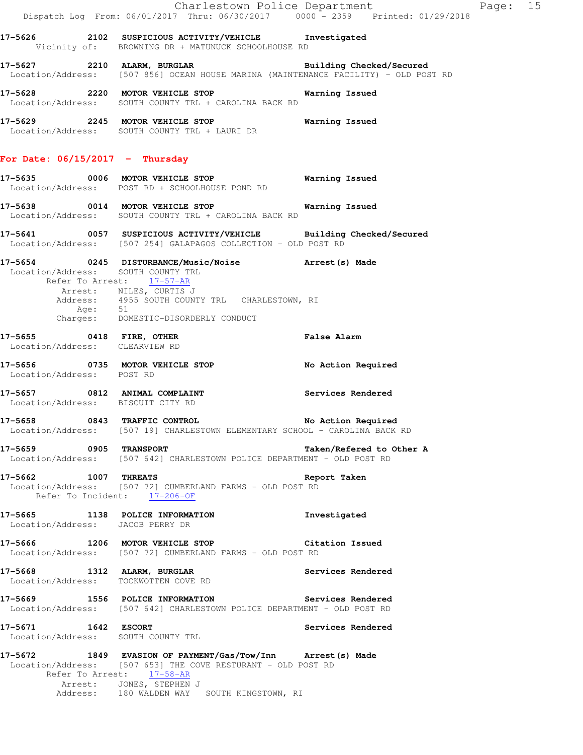**17-5626 2102 SUSPICIOUS ACTIVITY/VEHICLE Investigated**
Vicinity of: BROWNING DR + MATUNUCK SCHOOLHOUSE RD

**17-5627 2210 ALARM, BURGLAR Building Checked/Secured**
Location/Address: [507 856] OCEAN HOUSE MARINA (MAINTENANCE FACILITY) - OLD POST RD

**17-5628 2220 MOTOR VEHICLE STOP Warning Issued**
Location/Address: SOUTH COUNTY TRL + CAROLINA BACK RD

**17-5629 2245 MOTOR VEHICLE STOP Warning Issued**
Location/Address: SOUTH COUNTY TRL + LAURI DR

## For Date: 06/15/2017 - Thursday

**17-5635 0006 MOTOR VEHICLE STOP Warning Issued**
Location/Address: POST RD + SCHOOLHOUSE POND RD

**17-5638 0014 MOTOR VEHICLE STOP Warning Issued**
Location/Address: SOUTH COUNTY TRL + CAROLINA BACK RD

**17-5641 0057 SUSPICIOUS ACTIVITY/VEHICLE Building Checked/Secured**
Location/Address: [507 254] GALAPAGOS COLLECTION - OLD POST RD

**17-5654 0245 DISTURBANCE/Music/Noise Arrest(s) Made**
Location/Address: SOUTH COUNTY TRL
Refer To Arrest: 17-57-AR
Arrest: NILES, CURTIS J
Address: 4955 SOUTH COUNTY TRL CHARLESTOWN, RI
Age: 51
Charges: DOMESTIC-DISORDERLY CONDUCT

**17-5655 0418 FIRE, OTHER False Alarm**
Location/Address: CLEARVIEW RD

**17-5656 0735 MOTOR VEHICLE STOP No Action Required**
Location/Address: POST RD

**17-5657 0812 ANIMAL COMPLAINT Services Rendered**
Location/Address: BISCUIT CITY RD

**17-5658 0843 TRAFFIC CONTROL No Action Required**
Location/Address: [507 19] CHARLESTOWN ELEMENTARY SCHOOL - CAROLINA BACK RD

**17-5659 0905 TRANSPORT Taken/Refered to Other A**
Location/Address: [507 642] CHARLESTOWN POLICE DEPARTMENT - OLD POST RD

**17-5662 1007 THREATS Report Taken**
Location/Address: [507 72] CUMBERLAND FARMS - OLD POST RD
Refer To Incident: 17-206-OF

**17-5665 1138 POLICE INFORMATION Investigated**
Location/Address: JACOB PERRY DR

**17-5666 1206 MOTOR VEHICLE STOP Citation Issued**
Location/Address: [507 72] CUMBERLAND FARMS - OLD POST RD

**17-5668 1312 ALARM, BURGLAR Services Rendered**
Location/Address: TOCKWOTTEN COVE RD

**17-5669 1556 POLICE INFORMATION Services Rendered**
Location/Address: [507 642] CHARLESTOWN POLICE DEPARTMENT - OLD POST RD

**17-5671 1642 ESCORT Services Rendered**
Location/Address: SOUTH COUNTY TRL

**17-5672 1849 EVASION OF PAYMENT/Gas/Tow/Inn Arrest(s) Made**
Location/Address: [507 653] THE COVE RESTURANT - OLD POST RD
Refer To Arrest: 17-58-AR
Arrest: JONES, STEPHEN J
Address: 180 WALDEN WAY SOUTH KINGSTOWN, RI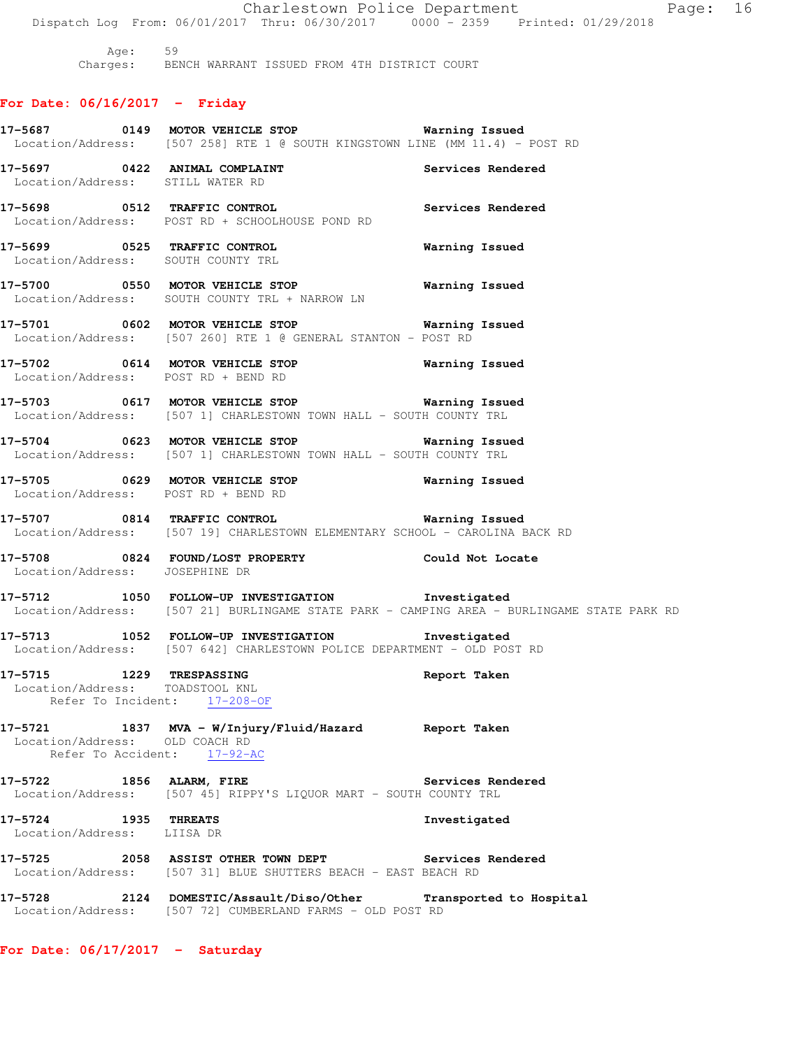Age: 59
Charges: BENCH WARRANT ISSUED FROM 4TH DISTRICT COURT

## For Date: 06/16/2017 - Friday

**17-5687 0149 MOTOR VEHICLE STOP** — **Warning Issued**
Location/Address: [507 258] RTE 1 @ SOUTH KINGSTOWN LINE (MM 11.4) - POST RD

**17-5697 0422 ANIMAL COMPLAINT** — **Services Rendered**
Location/Address: STILL WATER RD

**17-5698 0512 TRAFFIC CONTROL** — **Services Rendered**
Location/Address: POST RD + SCHOOLHOUSE POND RD

**17-5699 0525 TRAFFIC CONTROL** — **Warning Issued**
Location/Address: SOUTH COUNTY TRL

**17-5700 0550 MOTOR VEHICLE STOP** — **Warning Issued**
Location/Address: SOUTH COUNTY TRL + NARROW LN

**17-5701 0602 MOTOR VEHICLE STOP** — **Warning Issued**
Location/Address: [507 260] RTE 1 @ GENERAL STANTON - POST RD

**17-5702 0614 MOTOR VEHICLE STOP** — **Warning Issued**
Location/Address: POST RD + BEND RD

**17-5703 0617 MOTOR VEHICLE STOP** — **Warning Issued**
Location/Address: [507 1] CHARLESTOWN TOWN HALL - SOUTH COUNTY TRL

**17-5704 0623 MOTOR VEHICLE STOP** — **Warning Issued**
Location/Address: [507 1] CHARLESTOWN TOWN HALL - SOUTH COUNTY TRL

**17-5705 0629 MOTOR VEHICLE STOP** — **Warning Issued**
Location/Address: POST RD + BEND RD

**17-5707 0814 TRAFFIC CONTROL** — **Warning Issued**
Location/Address: [507 19] CHARLESTOWN ELEMENTARY SCHOOL - CAROLINA BACK RD

**17-5708 0824 FOUND/LOST PROPERTY** — **Could Not Locate**
Location/Address: JOSEPHINE DR

**17-5712 1050 FOLLOW-UP INVESTIGATION** — **Investigated**
Location/Address: [507 21] BURLINGAME STATE PARK - CAMPING AREA - BURLINGAME STATE PARK RD

**17-5713 1052 FOLLOW-UP INVESTIGATION** — **Investigated**
Location/Address: [507 642] CHARLESTOWN POLICE DEPARTMENT - OLD POST RD

**17-5715 1229 TRESPASSING** — **Report Taken**
Location/Address: TOADSTOOL KNL
Refer To Incident: 17-208-OF

**17-5721 1837 MVA - W/Injury/Fluid/Hazard** — **Report Taken**
Location/Address: OLD COACH RD
Refer To Accident: 17-92-AC

**17-5722 1856 ALARM, FIRE** — **Services Rendered**
Location/Address: [507 45] RIPPY'S LIQUOR MART - SOUTH COUNTY TRL

**17-5724 1935 THREATS** — **Investigated**
Location/Address: LIISA DR

**17-5725 2058 ASSIST OTHER TOWN DEPT** — **Services Rendered**
Location/Address: [507 31] BLUE SHUTTERS BEACH - EAST BEACH RD

**17-5728 2124 DOMESTIC/Assault/Diso/Other** — **Transported to Hospital**
Location/Address: [507 72] CUMBERLAND FARMS - OLD POST RD

## For Date: 06/17/2017 - Saturday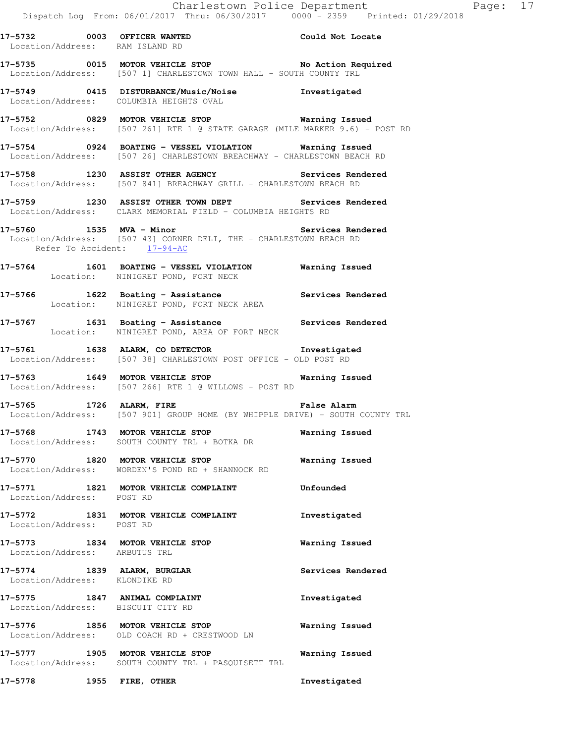17-5732 0003 **OFFICER WANTED** Could Not Locate
Location/Address: RAM ISLAND RD

17-5735 0015 **MOTOR VEHICLE STOP** No Action Required
Location/Address: [507 1] CHARLESTOWN TOWN HALL - SOUTH COUNTY TRL

17-5749 0415 **DISTURBANCE/Music/Noise** Investigated
Location/Address: COLUMBIA HEIGHTS OVAL

17-5752 0829 **MOTOR VEHICLE STOP** Warning Issued
Location/Address: [507 261] RTE 1 @ STATE GARAGE (MILE MARKER 9.6) - POST RD

17-5754 0924 **BOATING - VESSEL VIOLATION** Warning Issued
Location/Address: [507 26] CHARLESTOWN BREACHWAY - CHARLESTOWN BEACH RD

17-5758 1230 **ASSIST OTHER AGENCY** Services Rendered
Location/Address: [507 841] BREACHWAY GRILL - CHARLESTOWN BEACH RD

17-5759 1230 **ASSIST OTHER TOWN DEPT** Services Rendered
Location/Address: CLARK MEMORIAL FIELD - COLUMBIA HEIGHTS RD

17-5760 1535 **MVA - Minor** Services Rendered
Location/Address: [507 43] CORNER DELI, THE - CHARLESTOWN BEACH RD
Refer To Accident: 17-94-AC

17-5764 1601 **BOATING - VESSEL VIOLATION** Warning Issued
Location: NINIGRET POND, FORT NECK

17-5766 1622 **Boating - Assistance** Services Rendered
Location: NINIGRET POND, FORT NECK AREA

17-5767 1631 **Boating - Assistance** Services Rendered
Location: NINIGRET POND, AREA OF FORT NECK

17-5761 1638 **ALARM, CO DETECTOR** Investigated
Location/Address: [507 38] CHARLESTOWN POST OFFICE - OLD POST RD

17-5763 1649 **MOTOR VEHICLE STOP** Warning Issued
Location/Address: [507 266] RTE 1 @ WILLOWS - POST RD

17-5765 1726 **ALARM, FIRE** False Alarm
Location/Address: [507 901] GROUP HOME (BY WHIPPLE DRIVE) - SOUTH COUNTY TRL

17-5768 1743 **MOTOR VEHICLE STOP** Warning Issued
Location/Address: SOUTH COUNTY TRL + BOTKA DR

17-5770 1820 **MOTOR VEHICLE STOP** Warning Issued
Location/Address: WORDEN'S POND RD + SHANNOCK RD

17-5771 1821 **MOTOR VEHICLE COMPLAINT** Unfounded
Location/Address: POST RD

17-5772 1831 **MOTOR VEHICLE COMPLAINT** Investigated
Location/Address: POST RD

17-5773 1834 **MOTOR VEHICLE STOP** Warning Issued
Location/Address: ARBUTUS TRL

17-5774 1839 **ALARM, BURGLAR** Services Rendered
Location/Address: KLONDIKE RD

17-5775 1847 **ANIMAL COMPLAINT** Investigated
Location/Address: BISCUIT CITY RD

17-5776 1856 **MOTOR VEHICLE STOP** Warning Issued
Location/Address: OLD COACH RD + CRESTWOOD LN

17-5777 1905 **MOTOR VEHICLE STOP** Warning Issued
Location/Address: SOUTH COUNTY TRL + PASQUISETT TRL

17-5778 1955 **FIRE, OTHER** Investigated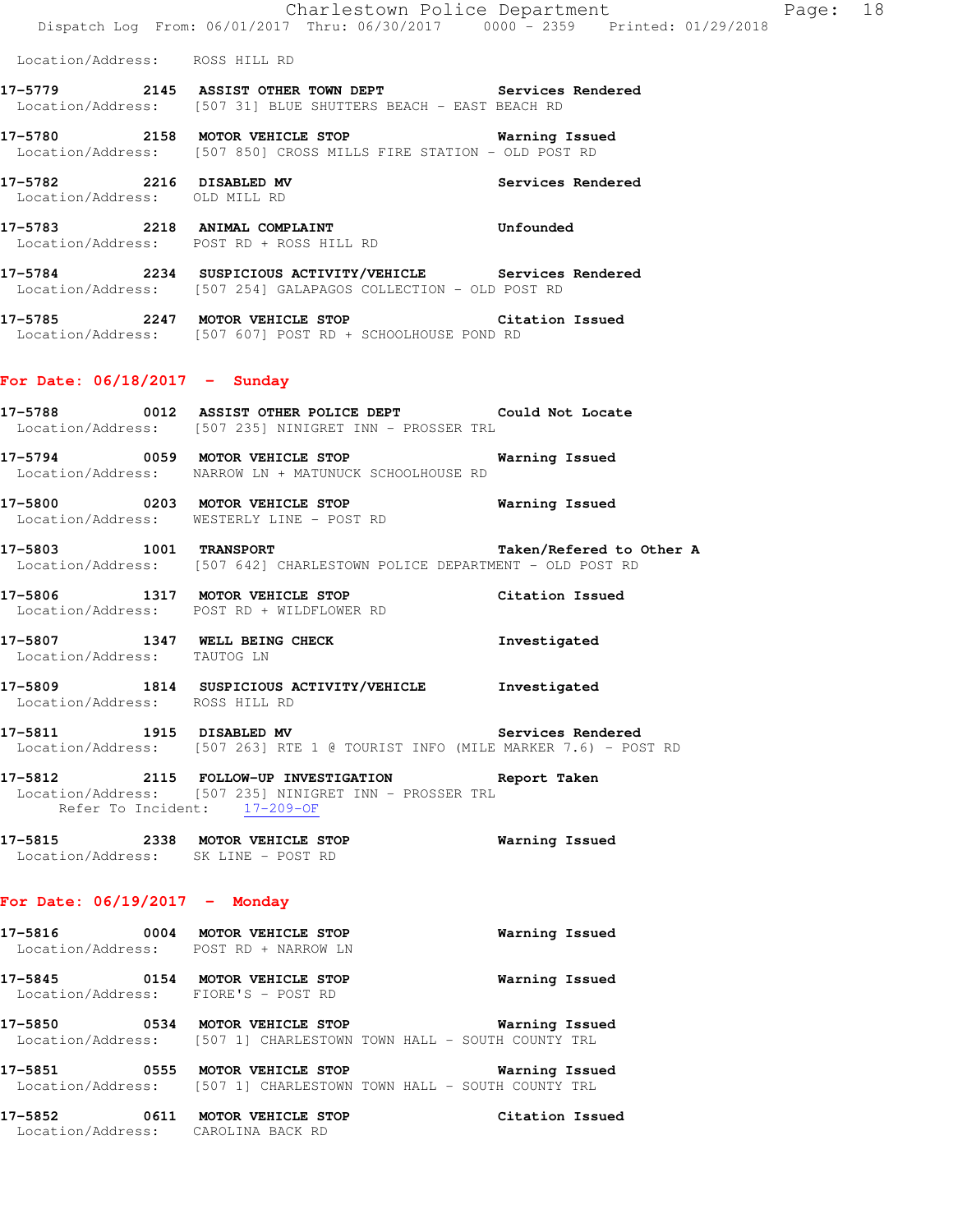Location/Address: ROSS HILL RD

**17-5779 2145 ASSIST OTHER TOWN DEPT** Services Rendered
Location/Address: [507 31] BLUE SHUTTERS BEACH - EAST BEACH RD

**17-5780 2158 MOTOR VEHICLE STOP** Warning Issued
Location/Address: [507 850] CROSS MILLS FIRE STATION - OLD POST RD

**17-5782 2216 DISABLED MV** Services Rendered
Location/Address: OLD MILL RD

**17-5783 2218 ANIMAL COMPLAINT** Unfounded
Location/Address: POST RD + ROSS HILL RD

**17-5784 2234 SUSPICIOUS ACTIVITY/VEHICLE** Services Rendered
Location/Address: [507 254] GALAPAGOS COLLECTION - OLD POST RD

**17-5785 2247 MOTOR VEHICLE STOP** Citation Issued
Location/Address: [507 607] POST RD + SCHOOLHOUSE POND RD

## For Date: 06/18/2017 - Sunday

**17-5788 0012 ASSIST OTHER POLICE DEPT** Could Not Locate
Location/Address: [507 235] NINIGRET INN - PROSSER TRL

**17-5794 0059 MOTOR VEHICLE STOP** Warning Issued
Location/Address: NARROW LN + MATUNUCK SCHOOLHOUSE RD

**17-5800 0203 MOTOR VEHICLE STOP** Warning Issued
Location/Address: WESTERLY LINE - POST RD

**17-5803 1001 TRANSPORT** Taken/Refered to Other A
Location/Address: [507 642] CHARLESTOWN POLICE DEPARTMENT - OLD POST RD

**17-5806 1317 MOTOR VEHICLE STOP** Citation Issued
Location/Address: POST RD + WILDFLOWER RD

**17-5807 1347 WELL BEING CHECK** Investigated
Location/Address: TAUTOG LN

**17-5809 1814 SUSPICIOUS ACTIVITY/VEHICLE** Investigated
Location/Address: ROSS HILL RD

**17-5811 1915 DISABLED MV** Services Rendered
Location/Address: [507 263] RTE 1 @ TOURIST INFO (MILE MARKER 7.6) - POST RD

**17-5812 2115 FOLLOW-UP INVESTIGATION** Report Taken
Location/Address: [507 235] NINIGRET INN - PROSSER TRL
Refer To Incident: 17-209-OF

**17-5815 2338 MOTOR VEHICLE STOP** Warning Issued
Location/Address: SK LINE - POST RD

## For Date: 06/19/2017 - Monday

**17-5816 0004 MOTOR VEHICLE STOP** Warning Issued
Location/Address: POST RD + NARROW LN

**17-5845 0154 MOTOR VEHICLE STOP** Warning Issued
Location/Address: FIORE'S - POST RD

**17-5850 0534 MOTOR VEHICLE STOP** Warning Issued
Location/Address: [507 1] CHARLESTOWN TOWN HALL - SOUTH COUNTY TRL

**17-5851 0555 MOTOR VEHICLE STOP** Warning Issued
Location/Address: [507 1] CHARLESTOWN TOWN HALL - SOUTH COUNTY TRL

**17-5852 0611 MOTOR VEHICLE STOP** Citation Issued
Location/Address: CAROLINA BACK RD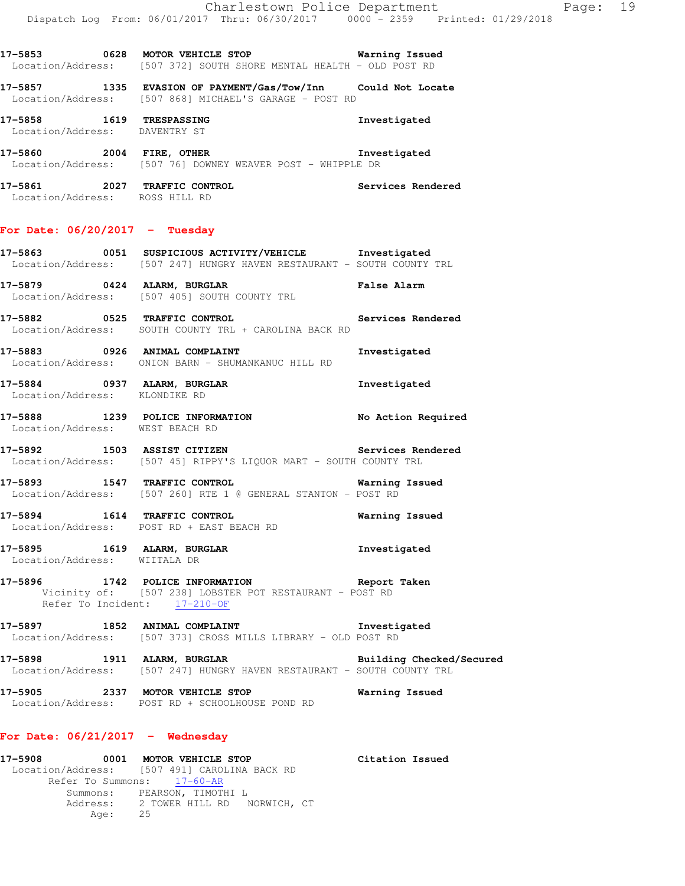17-5853 0628 MOTOR VEHICLE STOP Warning Issued
Location/Address: [507 372] SOUTH SHORE MENTAL HEALTH - OLD POST RD

17-5857 1335 EVASION OF PAYMENT/Gas/Tow/Inn Could Not Locate
Location/Address: [507 868] MICHAEL'S GARAGE - POST RD

17-5858 1619 TRESPASSING Investigated
Location/Address: DAVENTRY ST

17-5860 2004 FIRE, OTHER Investigated
Location/Address: [507 76] DOWNEY WEAVER POST - WHIPPLE DR

17-5861 2027 TRAFFIC CONTROL Services Rendered
Location/Address: ROSS HILL RD

## For Date: 06/20/2017 - Tuesday

17-5863 0051 SUSPICIOUS ACTIVITY/VEHICLE Investigated
Location/Address: [507 247] HUNGRY HAVEN RESTAURANT - SOUTH COUNTY TRL

17-5879 0424 ALARM, BURGLAR False Alarm
Location/Address: [507 405] SOUTH COUNTY TRL

17-5882 0525 TRAFFIC CONTROL Services Rendered
Location/Address: SOUTH COUNTY TRL + CAROLINA BACK RD

17-5883 0926 ANIMAL COMPLAINT Investigated
Location/Address: ONION BARN - SHUMANKANUC HILL RD

17-5884 0937 ALARM, BURGLAR Investigated
Location/Address: KLONDIKE RD

17-5888 1239 POLICE INFORMATION No Action Required
Location/Address: WEST BEACH RD

17-5892 1503 ASSIST CITIZEN Services Rendered
Location/Address: [507 45] RIPPY'S LIQUOR MART - SOUTH COUNTY TRL

17-5893 1547 TRAFFIC CONTROL Warning Issued
Location/Address: [507 260] RTE 1 @ GENERAL STANTON - POST RD

17-5894 1614 TRAFFIC CONTROL Warning Issued
Location/Address: POST RD + EAST BEACH RD

17-5895 1619 ALARM, BURGLAR Investigated
Location/Address: WIITALA DR

17-5896 1742 POLICE INFORMATION Report Taken
Vicinity of: [507 238] LOBSTER POT RESTAURANT - POST RD
Refer To Incident: 17-210-OF

17-5897 1852 ANIMAL COMPLAINT Investigated
Location/Address: [507 373] CROSS MILLS LIBRARY - OLD POST RD

17-5898 1911 ALARM, BURGLAR Building Checked/Secured
Location/Address: [507 247] HUNGRY HAVEN RESTAURANT - SOUTH COUNTY TRL

17-5905 2337 MOTOR VEHICLE STOP Warning Issued
Location/Address: POST RD + SCHOOLHOUSE POND RD

## For Date: 06/21/2017 - Wednesday

17-5908 0001 MOTOR VEHICLE STOP Citation Issued
Location/Address: [507 491] CAROLINA BACK RD
Refer To Summons: 17-60-AR
Summons: PEARSON, TIMOTHI L
Address: 2 TOWER HILL RD NORWICH, CT
Age: 25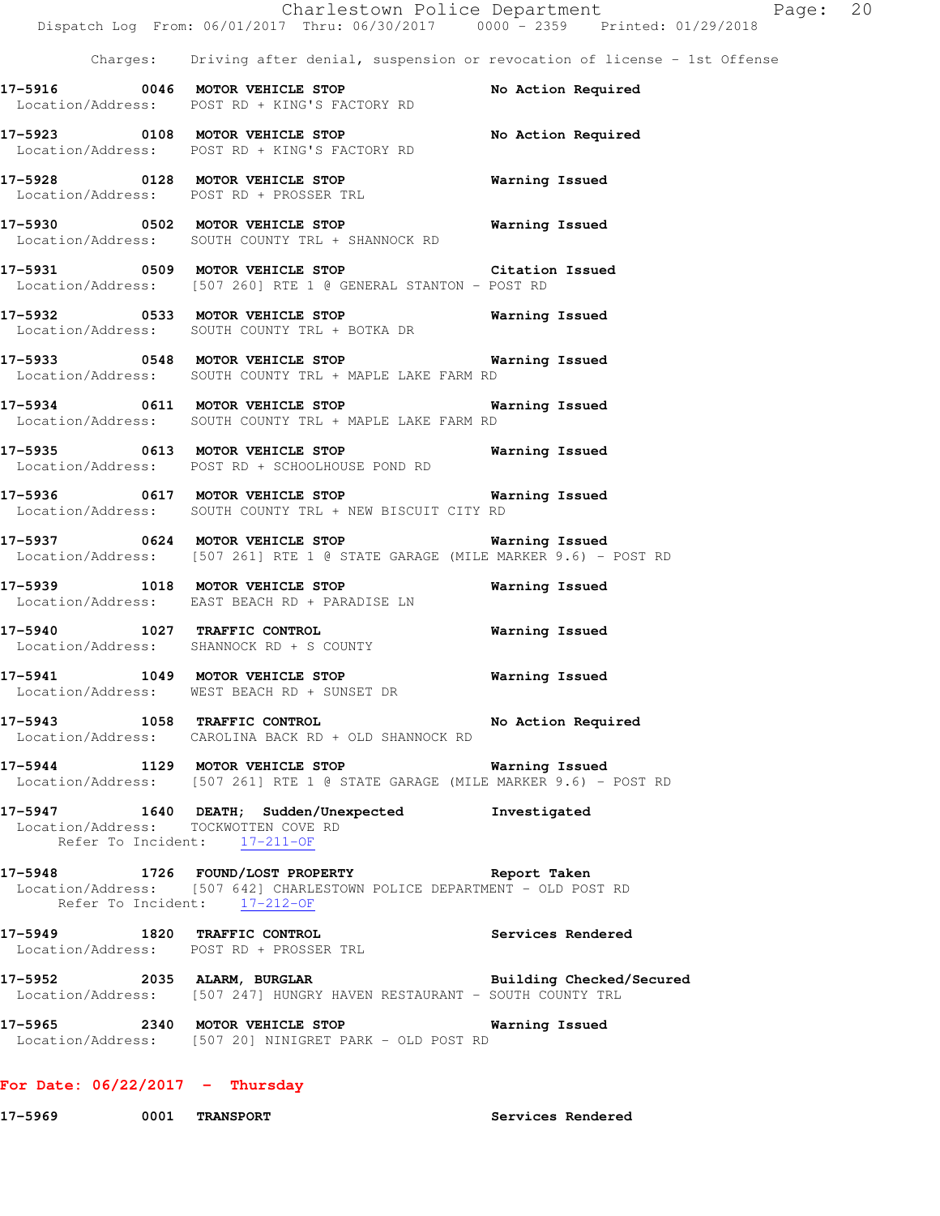Charges: Driving after denial, suspension or revocation of license - 1st Offense

**17-5916 0046 MOTOR VEHICLE STOP** — No Action Required
Location/Address: POST RD + KING'S FACTORY RD

**17-5923 0108 MOTOR VEHICLE STOP** — No Action Required
Location/Address: POST RD + KING'S FACTORY RD

**17-5928 0128 MOTOR VEHICLE STOP** — Warning Issued
Location/Address: POST RD + PROSSER TRL

**17-5930 0502 MOTOR VEHICLE STOP** — Warning Issued
Location/Address: SOUTH COUNTY TRL + SHANNOCK RD

**17-5931 0509 MOTOR VEHICLE STOP** — Citation Issued
Location/Address: [507 260] RTE 1 @ GENERAL STANTON - POST RD

**17-5932 0533 MOTOR VEHICLE STOP** — Warning Issued
Location/Address: SOUTH COUNTY TRL + BOTKA DR

**17-5933 0548 MOTOR VEHICLE STOP** — Warning Issued
Location/Address: SOUTH COUNTY TRL + MAPLE LAKE FARM RD

**17-5934 0611 MOTOR VEHICLE STOP** — Warning Issued
Location/Address: SOUTH COUNTY TRL + MAPLE LAKE FARM RD

**17-5935 0613 MOTOR VEHICLE STOP** — Warning Issued
Location/Address: POST RD + SCHOOLHOUSE POND RD

**17-5936 0617 MOTOR VEHICLE STOP** — Warning Issued
Location/Address: SOUTH COUNTY TRL + NEW BISCUIT CITY RD

**17-5937 0624 MOTOR VEHICLE STOP** — Warning Issued
Location/Address: [507 261] RTE 1 @ STATE GARAGE (MILE MARKER 9.6) - POST RD

**17-5939 1018 MOTOR VEHICLE STOP** — Warning Issued
Location/Address: EAST BEACH RD + PARADISE LN

**17-5940 1027 TRAFFIC CONTROL** — Warning Issued
Location/Address: SHANNOCK RD + S COUNTY

**17-5941 1049 MOTOR VEHICLE STOP** — Warning Issued
Location/Address: WEST BEACH RD + SUNSET DR

**17-5943 1058 TRAFFIC CONTROL** — No Action Required
Location/Address: CAROLINA BACK RD + OLD SHANNOCK RD

**17-5944 1129 MOTOR VEHICLE STOP** — Warning Issued
Location/Address: [507 261] RTE 1 @ STATE GARAGE (MILE MARKER 9.6) - POST RD

**17-5947 1640 DEATH; Sudden/Unexpected** — Investigated
Location/Address: TOCKWOTTEN COVE RD
Refer To Incident: 17-211-OF

**17-5948 1726 FOUND/LOST PROPERTY** — Report Taken
Location/Address: [507 642] CHARLESTOWN POLICE DEPARTMENT - OLD POST RD
Refer To Incident: 17-212-OF

**17-5949 1820 TRAFFIC CONTROL** — Services Rendered
Location/Address: POST RD + PROSSER TRL

**17-5952 2035 ALARM, BURGLAR** — Building Checked/Secured
Location/Address: [507 247] HUNGRY HAVEN RESTAURANT - SOUTH COUNTY TRL

**17-5965 2340 MOTOR VEHICLE STOP** — Warning Issued
Location/Address: [507 20] NINIGRET PARK - OLD POST RD

## For Date: 06/22/2017 - Thursday

**17-5969 0001 TRANSPORT** — Services Rendered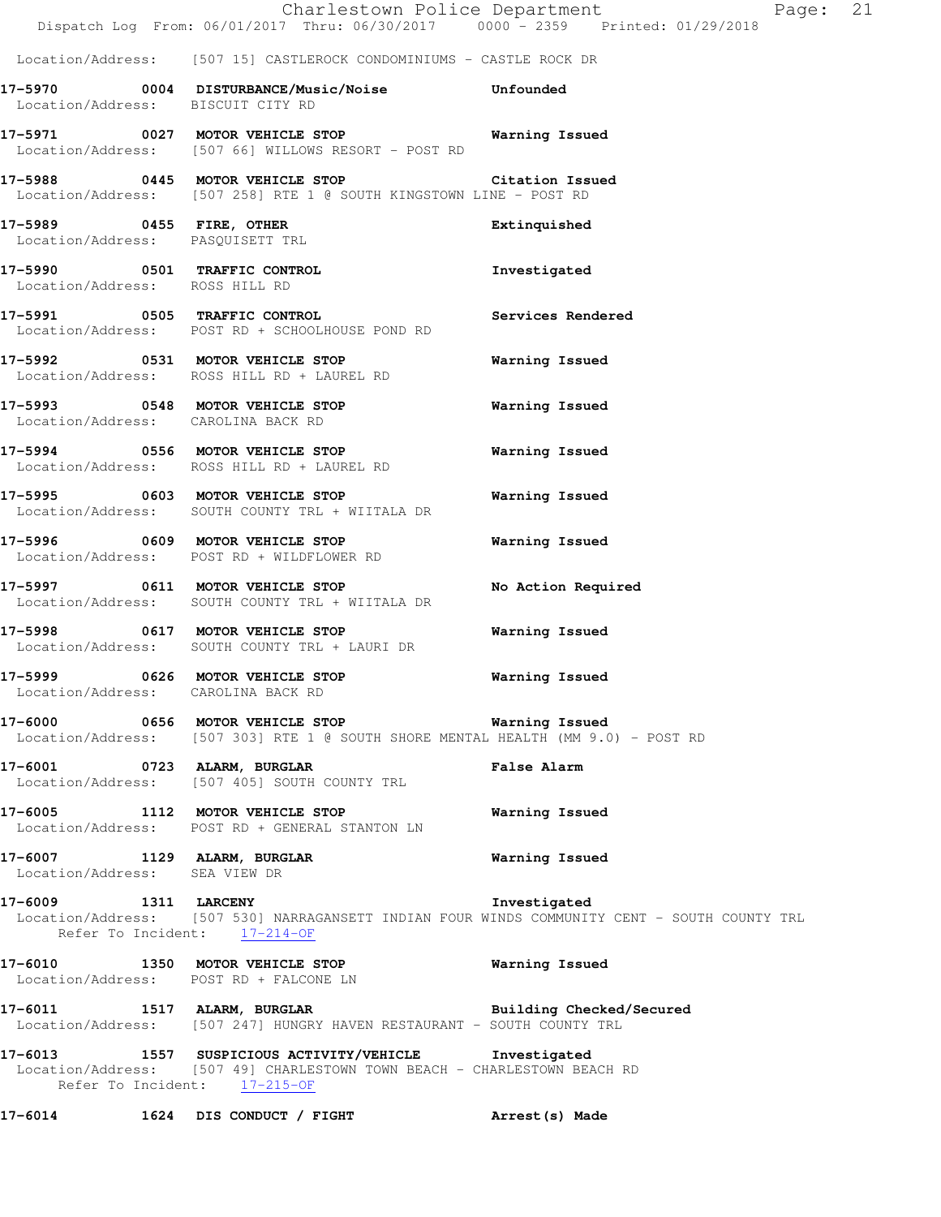Location/Address: [507 15] CASTLEROCK CONDOMINIUMS - CASTLE ROCK DR

**17-5970 0004 DISTURBANCE/Music/Noise Unfounded**
Location/Address: BISCUIT CITY RD

**17-5971 0027 MOTOR VEHICLE STOP Warning Issued**
Location/Address: [507 66] WILLOWS RESORT - POST RD

**17-5988 0445 MOTOR VEHICLE STOP Citation Issued**
Location/Address: [507 258] RTE 1 @ SOUTH KINGSTOWN LINE - POST RD

**17-5989 0455 FIRE, OTHER Extinquished**
Location/Address: PASQUISETT TRL

**17-5990 0501 TRAFFIC CONTROL Investigated**
Location/Address: ROSS HILL RD

**17-5991 0505 TRAFFIC CONTROL Services Rendered**
Location/Address: POST RD + SCHOOLHOUSE POND RD

**17-5992 0531 MOTOR VEHICLE STOP Warning Issued**
Location/Address: ROSS HILL RD + LAUREL RD

**17-5993 0548 MOTOR VEHICLE STOP Warning Issued**
Location/Address: CAROLINA BACK RD

**17-5994 0556 MOTOR VEHICLE STOP Warning Issued**
Location/Address: ROSS HILL RD + LAUREL RD

**17-5995 0603 MOTOR VEHICLE STOP Warning Issued**
Location/Address: SOUTH COUNTY TRL + WIITALA DR

**17-5996 0609 MOTOR VEHICLE STOP Warning Issued**
Location/Address: POST RD + WILDFLOWER RD

**17-5997 0611 MOTOR VEHICLE STOP No Action Required**
Location/Address: SOUTH COUNTY TRL + WIITALA DR

**17-5998 0617 MOTOR VEHICLE STOP Warning Issued**
Location/Address: SOUTH COUNTY TRL + LAURI DR

**17-5999 0626 MOTOR VEHICLE STOP Warning Issued**
Location/Address: CAROLINA BACK RD

**17-6000 0656 MOTOR VEHICLE STOP Warning Issued**
Location/Address: [507 303] RTE 1 @ SOUTH SHORE MENTAL HEALTH (MM 9.0) - POST RD

**17-6001 0723 ALARM, BURGLAR False Alarm**
Location/Address: [507 405] SOUTH COUNTY TRL

**17-6005 1112 MOTOR VEHICLE STOP Warning Issued**
Location/Address: POST RD + GENERAL STANTON LN

**17-6007 1129 ALARM, BURGLAR Warning Issued**
Location/Address: SEA VIEW DR

**17-6009 1311 LARCENY Investigated**
Location/Address: [507 530] NARRAGANSETT INDIAN FOUR WINDS COMMUNITY CENT - SOUTH COUNTY TRL
Refer To Incident: 17-214-OF

**17-6010 1350 MOTOR VEHICLE STOP Warning Issued**
Location/Address: POST RD + FALCONE LN

**17-6011 1517 ALARM, BURGLAR Building Checked/Secured**
Location/Address: [507 247] HUNGRY HAVEN RESTAURANT - SOUTH COUNTY TRL

**17-6013 1557 SUSPICIOUS ACTIVITY/VEHICLE Investigated**
Location/Address: [507 49] CHARLESTOWN TOWN BEACH - CHARLESTOWN BEACH RD
Refer To Incident: 17-215-OF

**17-6014 1624 DIS CONDUCT / FIGHT Arrest(s) Made**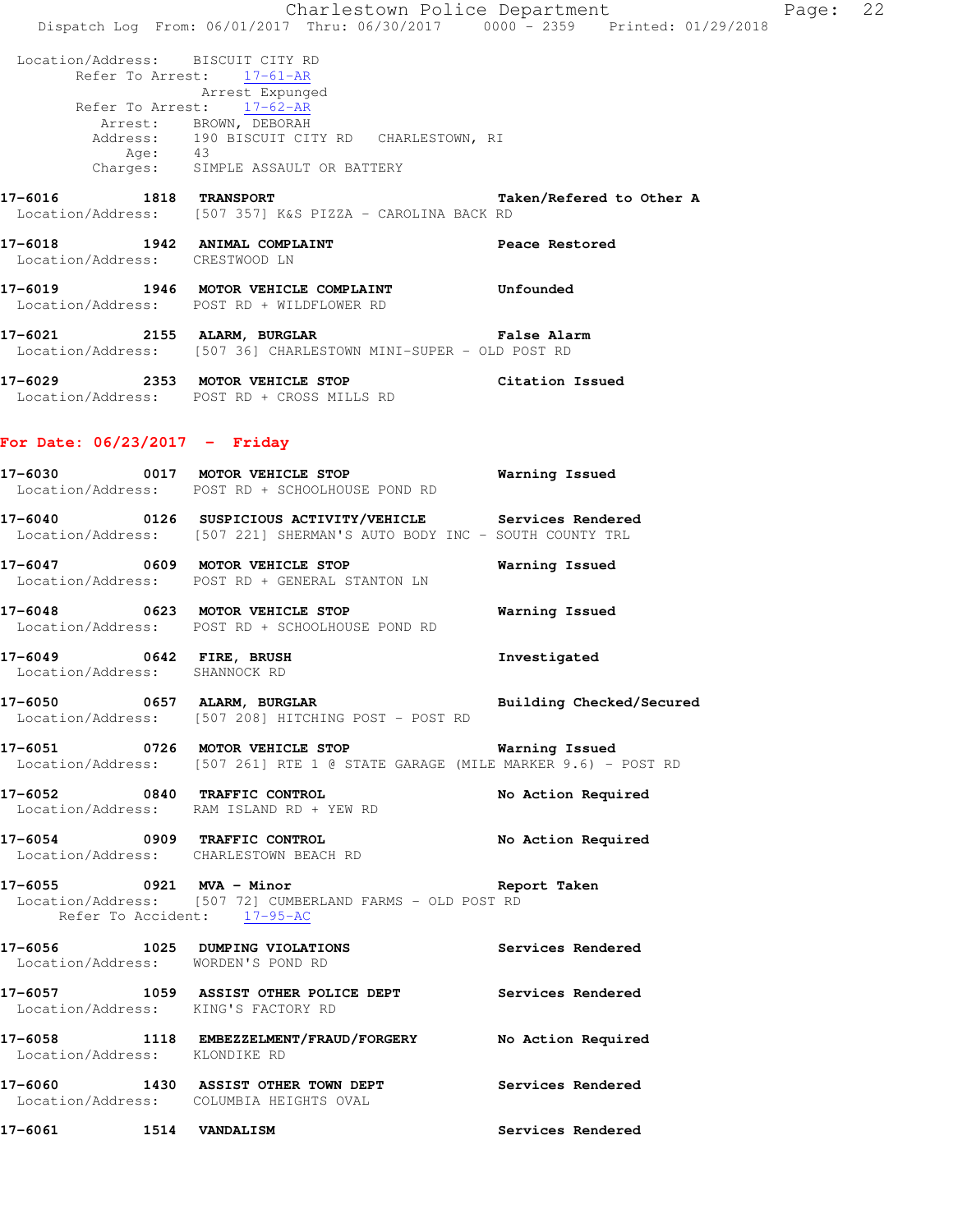Location/Address: BISCUIT CITY RD
Refer To Arrest: 17-61-AR
Arrest Expunged
Refer To Arrest: 17-62-AR
Arrest: BROWN, DEBORAH
Address: 190 BISCUIT CITY RD CHARLESTOWN, RI
Age: 43
Charges: SIMPLE ASSAULT OR BATTERY

**17-6016 1818 TRANSPORT** Taken/Refered to Other A
Location/Address: [507 357] K&S PIZZA - CAROLINA BACK RD

**17-6018 1942 ANIMAL COMPLAINT** Peace Restored
Location/Address: CRESTWOOD LN

**17-6019 1946 MOTOR VEHICLE COMPLAINT** Unfounded
Location/Address: POST RD + WILDFLOWER RD

**17-6021 2155 ALARM, BURGLAR** False Alarm
Location/Address: [507 36] CHARLESTOWN MINI-SUPER - OLD POST RD

**17-6029 2353 MOTOR VEHICLE STOP** Citation Issued
Location/Address: POST RD + CROSS MILLS RD

## For Date: 06/23/2017 - Friday

**17-6030 0017 MOTOR VEHICLE STOP** Warning Issued
Location/Address: POST RD + SCHOOLHOUSE POND RD

**17-6040 0126 SUSPICIOUS ACTIVITY/VEHICLE** Services Rendered
Location/Address: [507 221] SHERMAN'S AUTO BODY INC - SOUTH COUNTY TRL

**17-6047 0609 MOTOR VEHICLE STOP** Warning Issued
Location/Address: POST RD + GENERAL STANTON LN

**17-6048 0623 MOTOR VEHICLE STOP** Warning Issued
Location/Address: POST RD + SCHOOLHOUSE POND RD

**17-6049 0642 FIRE, BRUSH** Investigated
Location/Address: SHANNOCK RD

**17-6050 0657 ALARM, BURGLAR** Building Checked/Secured
Location/Address: [507 208] HITCHING POST - POST RD

**17-6051 0726 MOTOR VEHICLE STOP** Warning Issued
Location/Address: [507 261] RTE 1 @ STATE GARAGE (MILE MARKER 9.6) - POST RD

**17-6052 0840 TRAFFIC CONTROL** No Action Required
Location/Address: RAM ISLAND RD + YEW RD

**17-6054 0909 TRAFFIC CONTROL** No Action Required
Location/Address: CHARLESTOWN BEACH RD

**17-6055 0921 MVA - Minor** Report Taken
Location/Address: [507 72] CUMBERLAND FARMS - OLD POST RD
Refer To Accident: 17-95-AC

**17-6056 1025 DUMPING VIOLATIONS** Services Rendered
Location/Address: WORDEN'S POND RD

**17-6057 1059 ASSIST OTHER POLICE DEPT** Services Rendered
Location/Address: KING'S FACTORY RD

**17-6058 1118 EMBEZZELMENT/FRAUD/FORGERY** No Action Required
Location/Address: KLONDIKE RD

**17-6060 1430 ASSIST OTHER TOWN DEPT** Services Rendered
Location/Address: COLUMBIA HEIGHTS OVAL

**17-6061 1514 VANDALISM** Services Rendered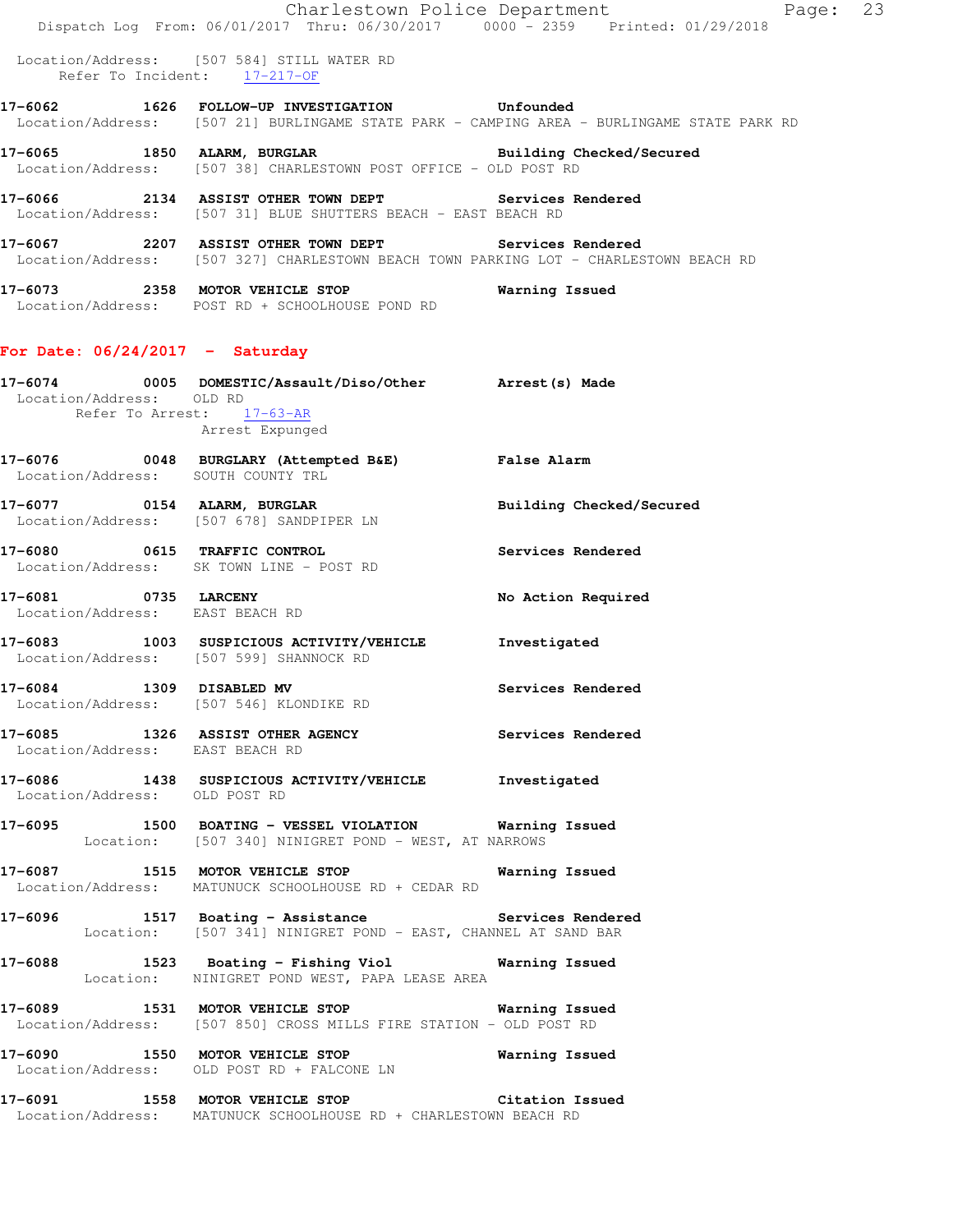Location/Address: [507 584] STILL WATER RD
Refer To Incident: 17-217-OF

**17-6062 1626 FOLLOW-UP INVESTIGATION Unfounded**
Location/Address: [507 21] BURLINGAME STATE PARK - CAMPING AREA - BURLINGAME STATE PARK RD

**17-6065 1850 ALARM, BURGLAR Building Checked/Secured**
Location/Address: [507 38] CHARLESTOWN POST OFFICE - OLD POST RD

**17-6066 2134 ASSIST OTHER TOWN DEPT Services Rendered**
Location/Address: [507 31] BLUE SHUTTERS BEACH - EAST BEACH RD

**17-6067 2207 ASSIST OTHER TOWN DEPT Services Rendered**
Location/Address: [507 327] CHARLESTOWN BEACH TOWN PARKING LOT - CHARLESTOWN BEACH RD

**17-6073 2358 MOTOR VEHICLE STOP Warning Issued**
Location/Address: POST RD + SCHOOLHOUSE POND RD

## For Date: 06/24/2017 - Saturday

**17-6074 0005 DOMESTIC/Assault/Diso/Other Arrest(s) Made**
Location/Address: OLD RD
Refer To Arrest: 17-63-AR
Arrest Expunged

**17-6076 0048 BURGLARY (Attempted B&E) False Alarm**
Location/Address: SOUTH COUNTY TRL

**17-6077 0154 ALARM, BURGLAR Building Checked/Secured**
Location/Address: [507 678] SANDPIPER LN

**17-6080 0615 TRAFFIC CONTROL Services Rendered**
Location/Address: SK TOWN LINE - POST RD

**17-6081 0735 LARCENY No Action Required**
Location/Address: EAST BEACH RD

**17-6083 1003 SUSPICIOUS ACTIVITY/VEHICLE Investigated**
Location/Address: [507 599] SHANNOCK RD

**17-6084 1309 DISABLED MV Services Rendered**
Location/Address: [507 546] KLONDIKE RD

**17-6085 1326 ASSIST OTHER AGENCY Services Rendered**
Location/Address: EAST BEACH RD

**17-6086 1438 SUSPICIOUS ACTIVITY/VEHICLE Investigated**
Location/Address: OLD POST RD

**17-6095 1500 BOATING - VESSEL VIOLATION Warning Issued**
Location: [507 340] NINIGRET POND - WEST, AT NARROWS

**17-6087 1515 MOTOR VEHICLE STOP Warning Issued**
Location/Address: MATUNUCK SCHOOLHOUSE RD + CEDAR RD

**17-6096 1517 Boating - Assistance Services Rendered**
Location: [507 341] NINIGRET POND - EAST, CHANNEL AT SAND BAR

**17-6088 1523 Boating - Fishing Viol Warning Issued**
Location: NINIGRET POND WEST, PAPA LEASE AREA

**17-6089 1531 MOTOR VEHICLE STOP Warning Issued**
Location/Address: [507 850] CROSS MILLS FIRE STATION - OLD POST RD

**17-6090 1550 MOTOR VEHICLE STOP Warning Issued**
Location/Address: OLD POST RD + FALCONE LN

**17-6091 1558 MOTOR VEHICLE STOP Citation Issued**
Location/Address: MATUNUCK SCHOOLHOUSE RD + CHARLESTOWN BEACH RD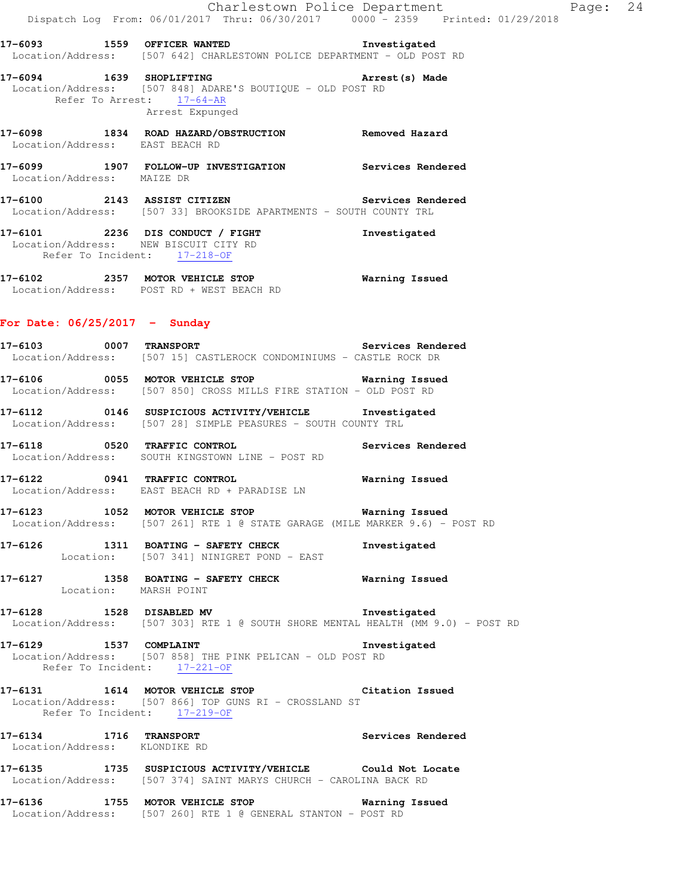**17-6093 1559 OFFICER WANTED** Investigated
Location/Address: [507 642] CHARLESTOWN POLICE DEPARTMENT - OLD POST RD

**17-6094 1639 SHOPLIFTING** Arrest(s) Made
Location/Address: [507 848] ADARE'S BOUTIQUE - OLD POST RD
Refer To Arrest: 17-64-AR
Arrest Expunged

**17-6098 1834 ROAD HAZARD/OBSTRUCTION** Removed Hazard
Location/Address: EAST BEACH RD

**17-6099 1907 FOLLOW-UP INVESTIGATION** Services Rendered
Location/Address: MAIZE DR

**17-6100 2143 ASSIST CITIZEN** Services Rendered
Location/Address: [507 33] BROOKSIDE APARTMENTS - SOUTH COUNTY TRL

**17-6101 2236 DIS CONDUCT / FIGHT** Investigated
Location/Address: NEW BISCUIT CITY RD
Refer To Incident: 17-218-OF

**17-6102 2357 MOTOR VEHICLE STOP** Warning Issued
Location/Address: POST RD + WEST BEACH RD

## For Date: 06/25/2017 - Sunday

**17-6103 0007 TRANSPORT** Services Rendered
Location/Address: [507 15] CASTLEROCK CONDOMINIUMS - CASTLE ROCK DR

**17-6106 0055 MOTOR VEHICLE STOP** Warning Issued
Location/Address: [507 850] CROSS MILLS FIRE STATION - OLD POST RD

**17-6112 0146 SUSPICIOUS ACTIVITY/VEHICLE** Investigated
Location/Address: [507 28] SIMPLE PEASURES - SOUTH COUNTY TRL

**17-6118 0520 TRAFFIC CONTROL** Services Rendered
Location/Address: SOUTH KINGSTOWN LINE - POST RD

**17-6122 0941 TRAFFIC CONTROL** Warning Issued
Location/Address: EAST BEACH RD + PARADISE LN

**17-6123 1052 MOTOR VEHICLE STOP** Warning Issued
Location/Address: [507 261] RTE 1 @ STATE GARAGE (MILE MARKER 9.6) - POST RD

**17-6126 1311 BOATING - SAFETY CHECK** Investigated
Location: [507 341] NINIGRET POND - EAST

**17-6127 1358 BOATING - SAFETY CHECK** Warning Issued
Location: MARSH POINT

**17-6128 1528 DISABLED MV** Investigated
Location/Address: [507 303] RTE 1 @ SOUTH SHORE MENTAL HEALTH (MM 9.0) - POST RD

**17-6129 1537 COMPLAINT** Investigated
Location/Address: [507 858] THE PINK PELICAN - OLD POST RD
Refer To Incident: 17-221-OF

**17-6131 1614 MOTOR VEHICLE STOP** Citation Issued
Location/Address: [507 866] TOP GUNS RI - CROSSLAND ST
Refer To Incident: 17-219-OF

**17-6134 1716 TRANSPORT** Services Rendered
Location/Address: KLONDIKE RD

**17-6135 1735 SUSPICIOUS ACTIVITY/VEHICLE** Could Not Locate
Location/Address: [507 374] SAINT MARYS CHURCH - CAROLINA BACK RD

**17-6136 1755 MOTOR VEHICLE STOP** Warning Issued
Location/Address: [507 260] RTE 1 @ GENERAL STANTON - POST RD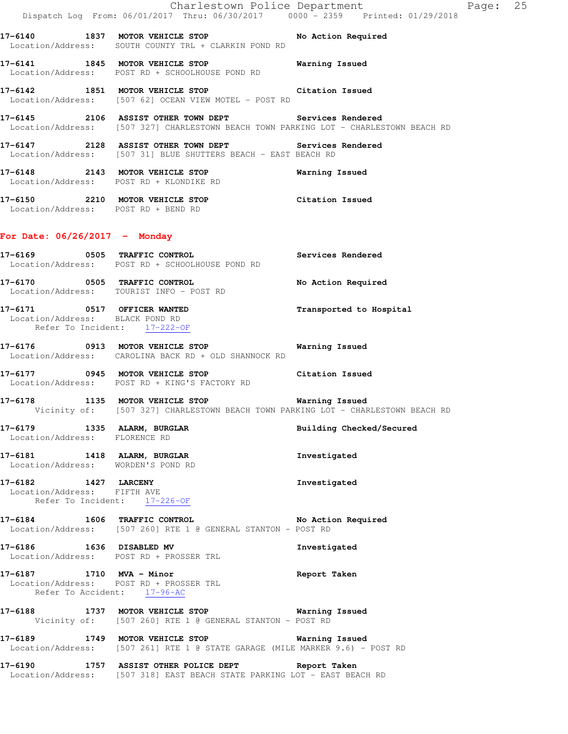**17-6140 1837 MOTOR VEHICLE STOP** — No Action Required
Location/Address: SOUTH COUNTY TRL + CLARKIN POND RD

**17-6141 1845 MOTOR VEHICLE STOP** — Warning Issued
Location/Address: POST RD + SCHOOLHOUSE POND RD

**17-6142 1851 MOTOR VEHICLE STOP** — Citation Issued
Location/Address: [507 62] OCEAN VIEW MOTEL - POST RD

**17-6145 2106 ASSIST OTHER TOWN DEPT** — Services Rendered
Location/Address: [507 327] CHARLESTOWN BEACH TOWN PARKING LOT - CHARLESTOWN BEACH RD

**17-6147 2128 ASSIST OTHER TOWN DEPT** — Services Rendered
Location/Address: [507 31] BLUE SHUTTERS BEACH - EAST BEACH RD

**17-6148 2143 MOTOR VEHICLE STOP** — Warning Issued
Location/Address: POST RD + KLONDIKE RD

**17-6150 2210 MOTOR VEHICLE STOP** — Citation Issued
Location/Address: POST RD + BEND RD

## For Date: 06/26/2017 - Monday

**17-6169 0505 TRAFFIC CONTROL** — Services Rendered
Location/Address: POST RD + SCHOOLHOUSE POND RD

**17-6170 0505 TRAFFIC CONTROL** — No Action Required
Location/Address: TOURIST INFO - POST RD

**17-6171 0517 OFFICER WANTED** — Transported to Hospital
Location/Address: BLACK POND RD
Refer To Incident: 17-222-OF

**17-6176 0913 MOTOR VEHICLE STOP** — Warning Issued
Location/Address: CAROLINA BACK RD + OLD SHANNOCK RD

**17-6177 0945 MOTOR VEHICLE STOP** — Citation Issued
Location/Address: POST RD + KING'S FACTORY RD

**17-6178 1135 MOTOR VEHICLE STOP** — Warning Issued
Vicinity of: [507 327] CHARLESTOWN BEACH TOWN PARKING LOT - CHARLESTOWN BEACH RD

**17-6179 1335 ALARM, BURGLAR** — Building Checked/Secured
Location/Address: FLORENCE RD

**17-6181 1418 ALARM, BURGLAR** — Investigated
Location/Address: WORDEN'S POND RD

**17-6182 1427 LARCENY** — Investigated
Location/Address: FIFTH AVE
Refer To Incident: 17-226-OF

**17-6184 1606 TRAFFIC CONTROL** — No Action Required
Location/Address: [507 260] RTE 1 @ GENERAL STANTON - POST RD

**17-6186 1636 DISABLED MV** — Investigated
Location/Address: POST RD + PROSSER TRL

**17-6187 1710 MVA - Minor** — Report Taken
Location/Address: POST RD + PROSSER TRL
Refer To Accident: 17-96-AC

**17-6188 1737 MOTOR VEHICLE STOP** — Warning Issued
Vicinity of: [507 260] RTE 1 @ GENERAL STANTON - POST RD

**17-6189 1749 MOTOR VEHICLE STOP** — Warning Issued
Location/Address: [507 261] RTE 1 @ STATE GARAGE (MILE MARKER 9.6) - POST RD

**17-6190 1757 ASSIST OTHER POLICE DEPT** — Report Taken
Location/Address: [507 318] EAST BEACH STATE PARKING LOT - EAST BEACH RD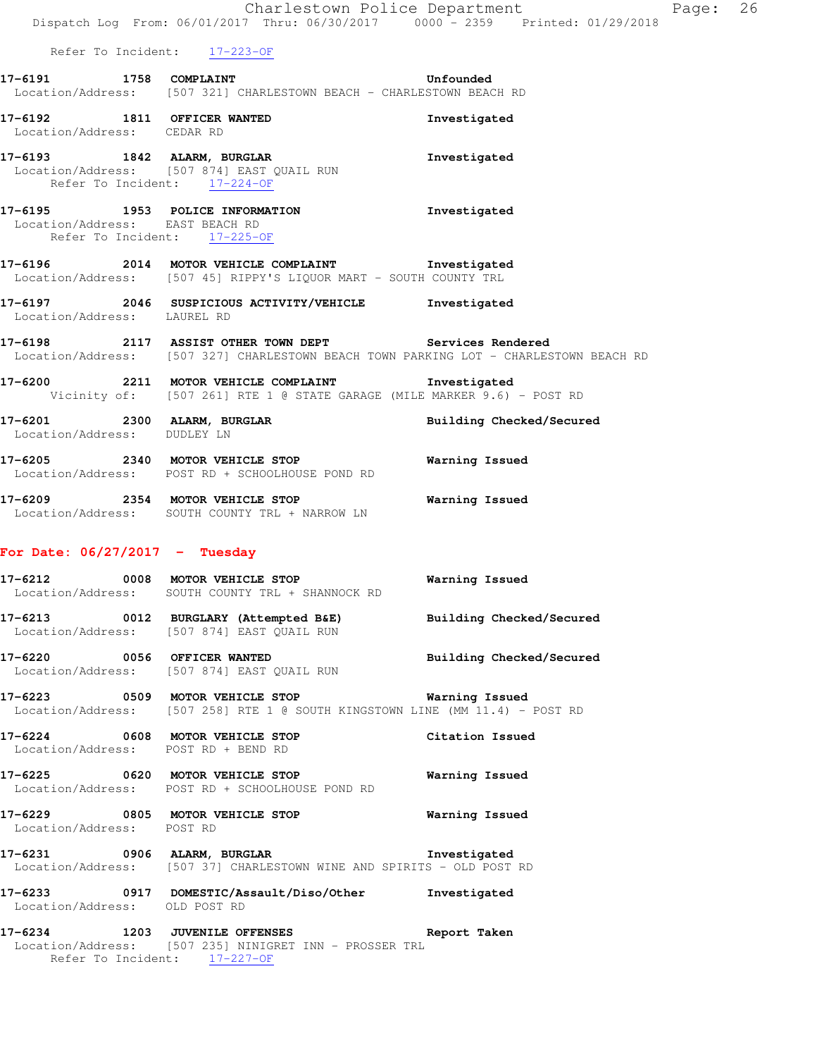Refer To Incident: 17-223-OF

**17-6191 1758 COMPLAINT** Unfounded
Location/Address: [507 321] CHARLESTOWN BEACH - CHARLESTOWN BEACH RD

**17-6192 1811 OFFICER WANTED** Investigated
Location/Address: CEDAR RD

**17-6193 1842 ALARM, BURGLAR** Investigated
Location/Address: [507 874] EAST QUAIL RUN
Refer To Incident: 17-224-OF

**17-6195 1953 POLICE INFORMATION** Investigated
Location/Address: EAST BEACH RD
Refer To Incident: 17-225-OF

**17-6196 2014 MOTOR VEHICLE COMPLAINT** Investigated
Location/Address: [507 45] RIPPY'S LIQUOR MART - SOUTH COUNTY TRL

**17-6197 2046 SUSPICIOUS ACTIVITY/VEHICLE** Investigated
Location/Address: LAUREL RD

**17-6198 2117 ASSIST OTHER TOWN DEPT** Services Rendered
Location/Address: [507 327] CHARLESTOWN BEACH TOWN PARKING LOT - CHARLESTOWN BEACH RD

**17-6200 2211 MOTOR VEHICLE COMPLAINT** Investigated
Vicinity of: [507 261] RTE 1 @ STATE GARAGE (MILE MARKER 9.6) - POST RD

**17-6201 2300 ALARM, BURGLAR** Building Checked/Secured
Location/Address: DUDLEY LN

**17-6205 2340 MOTOR VEHICLE STOP** Warning Issued
Location/Address: POST RD + SCHOOLHOUSE POND RD

**17-6209 2354 MOTOR VEHICLE STOP** Warning Issued
Location/Address: SOUTH COUNTY TRL + NARROW LN

## For Date: 06/27/2017 - Tuesday

**17-6212 0008 MOTOR VEHICLE STOP** Warning Issued
Location/Address: SOUTH COUNTY TRL + SHANNOCK RD

**17-6213 0012 BURGLARY (Attempted B&E)** Building Checked/Secured
Location/Address: [507 874] EAST QUAIL RUN

**17-6220 0056 OFFICER WANTED** Building Checked/Secured
Location/Address: [507 874] EAST QUAIL RUN

**17-6223 0509 MOTOR VEHICLE STOP** Warning Issued
Location/Address: [507 258] RTE 1 @ SOUTH KINGSTOWN LINE (MM 11.4) - POST RD

**17-6224 0608 MOTOR VEHICLE STOP** Citation Issued
Location/Address: POST RD + BEND RD

**17-6225 0620 MOTOR VEHICLE STOP** Warning Issued
Location/Address: POST RD + SCHOOLHOUSE POND RD

**17-6229 0805 MOTOR VEHICLE STOP** Warning Issued
Location/Address: POST RD

**17-6231 0906 ALARM, BURGLAR** Investigated
Location/Address: [507 37] CHARLESTOWN WINE AND SPIRITS - OLD POST RD

**17-6233 0917 DOMESTIC/Assault/Diso/Other** Investigated
Location/Address: OLD POST RD

**17-6234 1203 JUVENILE OFFENSES** Report Taken
Location/Address: [507 235] NINIGRET INN - PROSSER TRL
Refer To Incident: 17-227-OF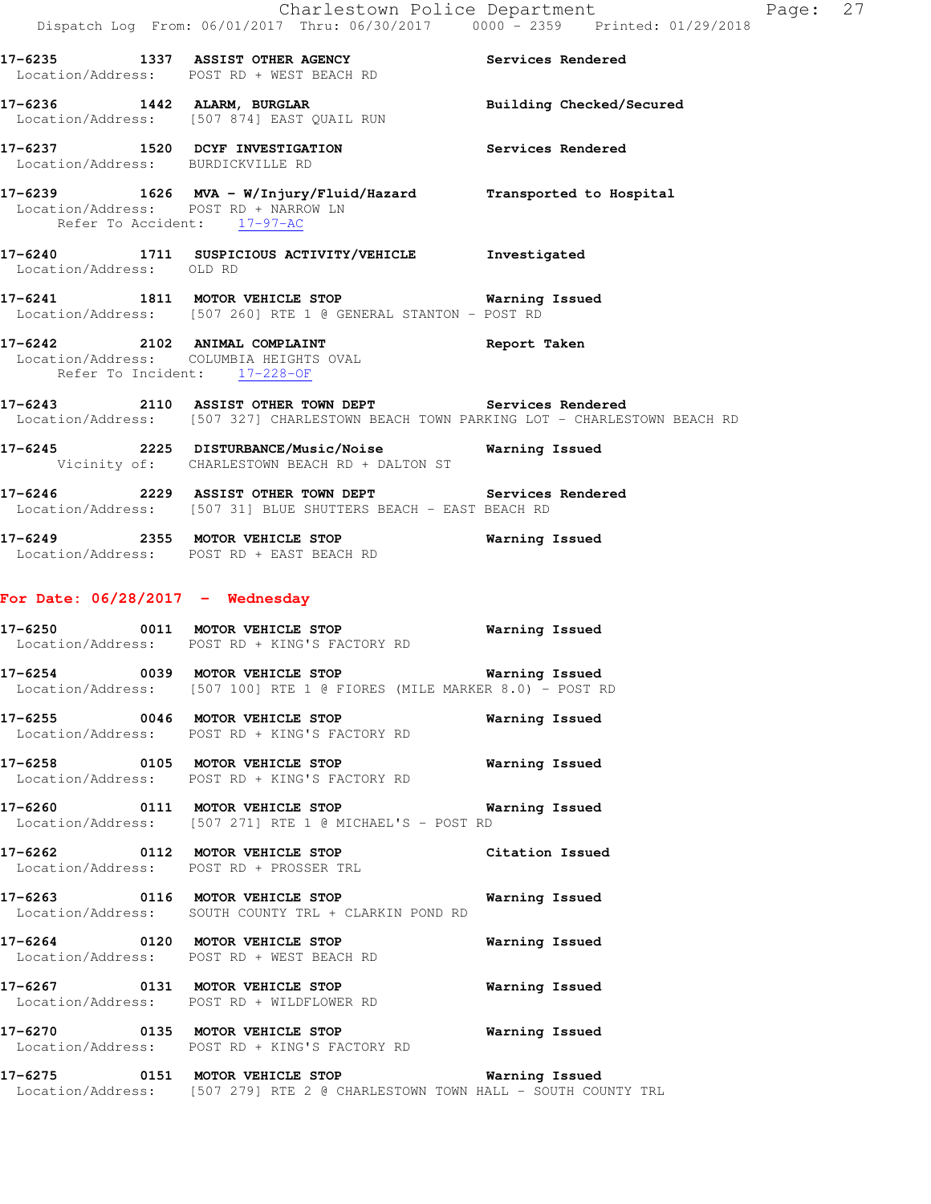17-6235 1337 ASSIST OTHER AGENCY Services Rendered
Location/Address: POST RD + WEST BEACH RD

17-6236 1442 ALARM, BURGLAR Building Checked/Secured
Location/Address: [507 874] EAST QUAIL RUN

17-6237 1520 DCYF INVESTIGATION Services Rendered
Location/Address: BURDICKVILLE RD

17-6239 1626 MVA - W/Injury/Fluid/Hazard Transported to Hospital
Location/Address: POST RD + NARROW LN
Refer To Accident: 17-97-AC

17-6240 1711 SUSPICIOUS ACTIVITY/VEHICLE Investigated
Location/Address: OLD RD

17-6241 1811 MOTOR VEHICLE STOP Warning Issued
Location/Address: [507 260] RTE 1 @ GENERAL STANTON - POST RD

17-6242 2102 ANIMAL COMPLAINT Report Taken
Location/Address: COLUMBIA HEIGHTS OVAL
Refer To Incident: 17-228-OF

17-6243 2110 ASSIST OTHER TOWN DEPT Services Rendered
Location/Address: [507 327] CHARLESTOWN BEACH TOWN PARKING LOT - CHARLESTOWN BEACH RD

17-6245 2225 DISTURBANCE/Music/Noise Warning Issued
Vicinity of: CHARLESTOWN BEACH RD + DALTON ST

17-6246 2229 ASSIST OTHER TOWN DEPT Services Rendered
Location/Address: [507 31] BLUE SHUTTERS BEACH - EAST BEACH RD

17-6249 2355 MOTOR VEHICLE STOP Warning Issued
Location/Address: POST RD + EAST BEACH RD

## For Date: 06/28/2017 - Wednesday

17-6250 0011 MOTOR VEHICLE STOP Warning Issued
Location/Address: POST RD + KING'S FACTORY RD

17-6254 0039 MOTOR VEHICLE STOP Warning Issued
Location/Address: [507 100] RTE 1 @ FIORES (MILE MARKER 8.0) - POST RD

17-6255 0046 MOTOR VEHICLE STOP Warning Issued
Location/Address: POST RD + KING'S FACTORY RD

17-6258 0105 MOTOR VEHICLE STOP Warning Issued
Location/Address: POST RD + KING'S FACTORY RD

17-6260 0111 MOTOR VEHICLE STOP Warning Issued
Location/Address: [507 271] RTE 1 @ MICHAEL'S - POST RD

17-6262 0112 MOTOR VEHICLE STOP Citation Issued
Location/Address: POST RD + PROSSER TRL

17-6263 0116 MOTOR VEHICLE STOP Warning Issued
Location/Address: SOUTH COUNTY TRL + CLARKIN POND RD

17-6264 0120 MOTOR VEHICLE STOP Warning Issued
Location/Address: POST RD + WEST BEACH RD

17-6267 0131 MOTOR VEHICLE STOP Warning Issued
Location/Address: POST RD + WILDFLOWER RD

17-6270 0135 MOTOR VEHICLE STOP Warning Issued
Location/Address: POST RD + KING'S FACTORY RD

17-6275 0151 MOTOR VEHICLE STOP Warning Issued
Location/Address: [507 279] RTE 2 @ CHARLESTOWN TOWN HALL - SOUTH COUNTY TRL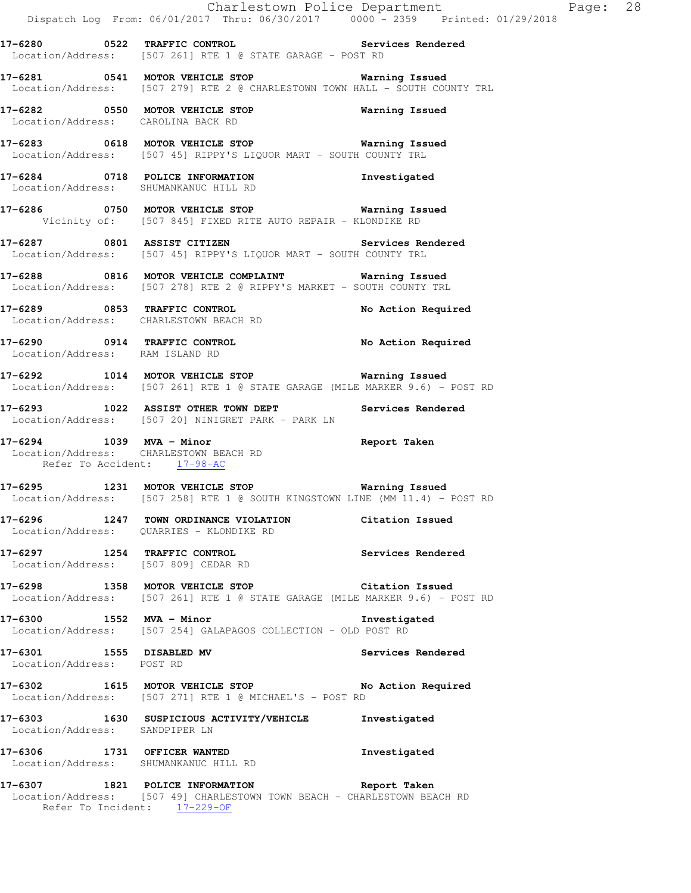**17-6280** **0522** **TRAFFIC CONTROL** **Services Rendered**
Location/Address: [507 261] RTE 1 @ STATE GARAGE - POST RD

**17-6281** **0541** **MOTOR VEHICLE STOP** **Warning Issued**
Location/Address: [507 279] RTE 2 @ CHARLESTOWN TOWN HALL - SOUTH COUNTY TRL

**17-6282** **0550** **MOTOR VEHICLE STOP** **Warning Issued**
Location/Address: CAROLINA BACK RD

**17-6283** **0618** **MOTOR VEHICLE STOP** **Warning Issued**
Location/Address: [507 45] RIPPY'S LIQUOR MART - SOUTH COUNTY TRL

**17-6284** **0718** **POLICE INFORMATION** **Investigated**
Location/Address: SHUMANKANUC HILL RD

**17-6286** **0750** **MOTOR VEHICLE STOP** **Warning Issued**
Vicinity of: [507 845] FIXED RITE AUTO REPAIR - KLONDIKE RD

**17-6287** **0801** **ASSIST CITIZEN** **Services Rendered**
Location/Address: [507 45] RIPPY'S LIQUOR MART - SOUTH COUNTY TRL

**17-6288** **0816** **MOTOR VEHICLE COMPLAINT** **Warning Issued**
Location/Address: [507 278] RTE 2 @ RIPPY'S MARKET - SOUTH COUNTY TRL

**17-6289** **0853** **TRAFFIC CONTROL** **No Action Required**
Location/Address: CHARLESTOWN BEACH RD

**17-6290** **0914** **TRAFFIC CONTROL** **No Action Required**
Location/Address: RAM ISLAND RD

**17-6292** **1014** **MOTOR VEHICLE STOP** **Warning Issued**
Location/Address: [507 261] RTE 1 @ STATE GARAGE (MILE MARKER 9.6) - POST RD

**17-6293** **1022** **ASSIST OTHER TOWN DEPT** **Services Rendered**
Location/Address: [507 20] NINIGRET PARK - PARK LN

**17-6294** **1039** **MVA - Minor** **Report Taken**
Location/Address: CHARLESTOWN BEACH RD
Refer To Accident: 17-98-AC

**17-6295** **1231** **MOTOR VEHICLE STOP** **Warning Issued**
Location/Address: [507 258] RTE 1 @ SOUTH KINGSTOWN LINE (MM 11.4) - POST RD

**17-6296** **1247** **TOWN ORDINANCE VIOLATION** **Citation Issued**
Location/Address: QUARRIES - KLONDIKE RD

**17-6297** **1254** **TRAFFIC CONTROL** **Services Rendered**
Location/Address: [507 809] CEDAR RD

**17-6298** **1358** **MOTOR VEHICLE STOP** **Citation Issued**
Location/Address: [507 261] RTE 1 @ STATE GARAGE (MILE MARKER 9.6) - POST RD

**17-6300** **1552** **MVA - Minor** **Investigated**
Location/Address: [507 254] GALAPAGOS COLLECTION - OLD POST RD

**17-6301** **1555** **DISABLED MV** **Services Rendered**
Location/Address: POST RD

**17-6302** **1615** **MOTOR VEHICLE STOP** **No Action Required**
Location/Address: [507 271] RTE 1 @ MICHAEL'S - POST RD

**17-6303** **1630** **SUSPICIOUS ACTIVITY/VEHICLE** **Investigated**
Location/Address: SANDPIPER LN

**17-6306** **1731** **OFFICER WANTED** **Investigated**
Location/Address: SHUMANKANUC HILL RD

**17-6307** **1821** **POLICE INFORMATION** **Report Taken**
Location/Address: [507 49] CHARLESTOWN TOWN BEACH - CHARLESTOWN BEACH RD
Refer To Incident: 17-229-OF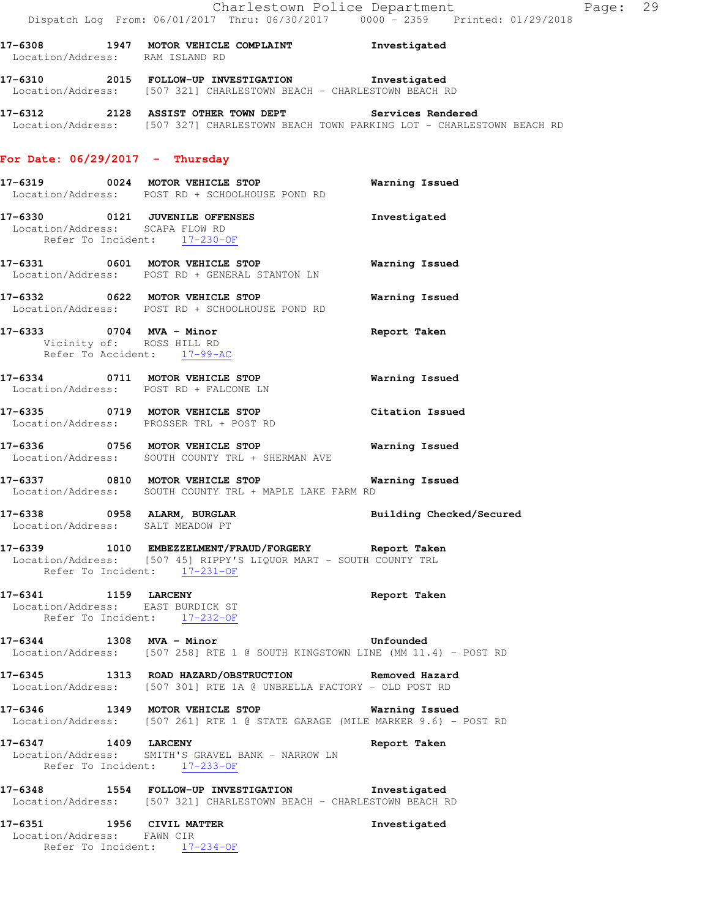17-6308 1947 MOTOR VEHICLE COMPLAINT Investigated
Location/Address: RAM ISLAND RD

17-6310 2015 FOLLOW-UP INVESTIGATION Investigated
Location/Address: [507 321] CHARLESTOWN BEACH - CHARLESTOWN BEACH RD

17-6312 2128 ASSIST OTHER TOWN DEPT Services Rendered
Location/Address: [507 327] CHARLESTOWN BEACH TOWN PARKING LOT - CHARLESTOWN BEACH RD

## For Date: 06/29/2017 - Thursday

17-6319 0024 MOTOR VEHICLE STOP Warning Issued
Location/Address: POST RD + SCHOOLHOUSE POND RD

17-6330 0121 JUVENILE OFFENSES Investigated
Location/Address: SCAPA FLOW RD
Refer To Incident: 17-230-OF

17-6331 0601 MOTOR VEHICLE STOP Warning Issued
Location/Address: POST RD + GENERAL STANTON LN

17-6332 0622 MOTOR VEHICLE STOP Warning Issued
Location/Address: POST RD + SCHOOLHOUSE POND RD

17-6333 0704 MVA - Minor Report Taken
Vicinity of: ROSS HILL RD
Refer To Accident: 17-99-AC

17-6334 0711 MOTOR VEHICLE STOP Warning Issued
Location/Address: POST RD + FALCONE LN

17-6335 0719 MOTOR VEHICLE STOP Citation Issued
Location/Address: PROSSER TRL + POST RD

17-6336 0756 MOTOR VEHICLE STOP Warning Issued
Location/Address: SOUTH COUNTY TRL + SHERMAN AVE

17-6337 0810 MOTOR VEHICLE STOP Warning Issued
Location/Address: SOUTH COUNTY TRL + MAPLE LAKE FARM RD

17-6338 0958 ALARM, BURGLAR Building Checked/Secured
Location/Address: SALT MEADOW PT

17-6339 1010 EMBEZZELMENT/FRAUD/FORGERY Report Taken
Location/Address: [507 45] RIPPY'S LIQUOR MART - SOUTH COUNTY TRL
Refer To Incident: 17-231-OF

17-6341 1159 LARCENY Report Taken
Location/Address: EAST BURDICK ST
Refer To Incident: 17-232-OF

17-6344 1308 MVA - Minor Unfounded
Location/Address: [507 258] RTE 1 @ SOUTH KINGSTOWN LINE (MM 11.4) - POST RD

17-6345 1313 ROAD HAZARD/OBSTRUCTION Removed Hazard
Location/Address: [507 301] RTE 1A @ UNBRELLA FACTORY - OLD POST RD

17-6346 1349 MOTOR VEHICLE STOP Warning Issued
Location/Address: [507 261] RTE 1 @ STATE GARAGE (MILE MARKER 9.6) - POST RD

17-6347 1409 LARCENY Report Taken
Location/Address: SMITH'S GRAVEL BANK - NARROW LN
Refer To Incident: 17-233-OF

17-6348 1554 FOLLOW-UP INVESTIGATION Investigated
Location/Address: [507 321] CHARLESTOWN BEACH - CHARLESTOWN BEACH RD

17-6351 1956 CIVIL MATTER Investigated
Location/Address: FAWN CIR
Refer To Incident: 17-234-OF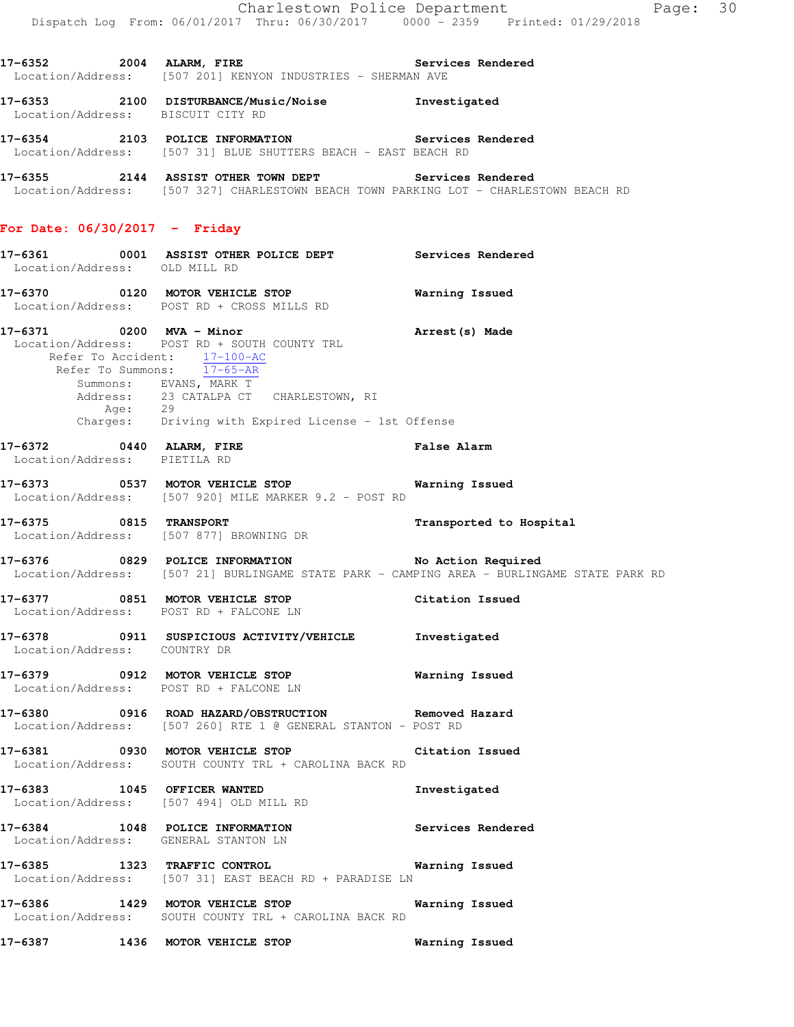17-6352 2004 ALARM, FIRE Services Rendered
Location/Address: [507 201] KENYON INDUSTRIES - SHERMAN AVE

17-6353 2100 DISTURBANCE/Music/Noise Investigated
Location/Address: BISCUIT CITY RD

17-6354 2103 POLICE INFORMATION Services Rendered
Location/Address: [507 31] BLUE SHUTTERS BEACH - EAST BEACH RD

17-6355 2144 ASSIST OTHER TOWN DEPT Services Rendered
Location/Address: [507 327] CHARLESTOWN BEACH TOWN PARKING LOT - CHARLESTOWN BEACH RD

**For Date: 06/30/2017 - Friday**

17-6361 0001 ASSIST OTHER POLICE DEPT Services Rendered
Location/Address: OLD MILL RD

17-6370 0120 MOTOR VEHICLE STOP Warning Issued
Location/Address: POST RD + CROSS MILLS RD

17-6371 0200 MVA - Minor Arrest(s) Made
Location/Address: POST RD + SOUTH COUNTY TRL
Refer To Accident: 17-100-AC
Refer To Summons: 17-65-AR
Summons: EVANS, MARK T
Address: 23 CATALPA CT CHARLESTOWN, RI
Age: 29
Charges: Driving with Expired License - 1st Offense

17-6372 0440 ALARM, FIRE False Alarm
Location/Address: PIETILA RD

17-6373 0537 MOTOR VEHICLE STOP Warning Issued
Location/Address: [507 920] MILE MARKER 9.2 - POST RD

17-6375 0815 TRANSPORT Transported to Hospital
Location/Address: [507 877] BROWNING DR

17-6376 0829 POLICE INFORMATION No Action Required
Location/Address: [507 21] BURLINGAME STATE PARK - CAMPING AREA - BURLINGAME STATE PARK RD

17-6377 0851 MOTOR VEHICLE STOP Citation Issued
Location/Address: POST RD + FALCONE LN

17-6378 0911 SUSPICIOUS ACTIVITY/VEHICLE Investigated
Location/Address: COUNTRY DR

17-6379 0912 MOTOR VEHICLE STOP Warning Issued
Location/Address: POST RD + FALCONE LN

17-6380 0916 ROAD HAZARD/OBSTRUCTION Removed Hazard
Location/Address: [507 260] RTE 1 @ GENERAL STANTON - POST RD

17-6381 0930 MOTOR VEHICLE STOP Citation Issued
Location/Address: SOUTH COUNTY TRL + CAROLINA BACK RD

17-6383 1045 OFFICER WANTED Investigated
Location/Address: [507 494] OLD MILL RD

17-6384 1048 POLICE INFORMATION Services Rendered
Location/Address: GENERAL STANTON LN

17-6385 1323 TRAFFIC CONTROL Warning Issued
Location/Address: [507 31] EAST BEACH RD + PARADISE LN

17-6386 1429 MOTOR VEHICLE STOP Warning Issued
Location/Address: SOUTH COUNTY TRL + CAROLINA BACK RD

17-6387 1436 MOTOR VEHICLE STOP Warning Issued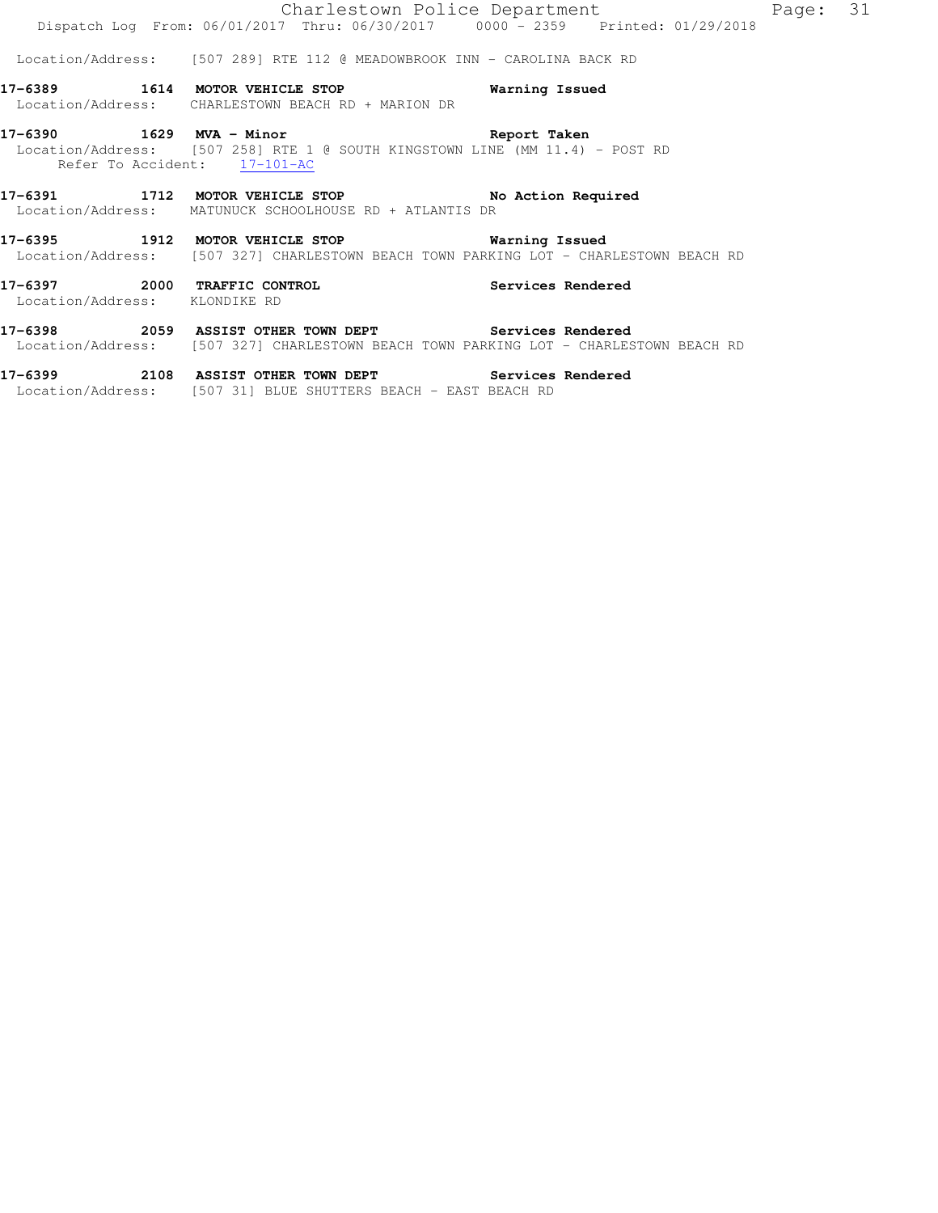Location/Address: [507 289] RTE 112 @ MEADOWBROOK INN - CAROLINA BACK RD

**17-6389 1614 MOTOR VEHICLE STOP Warning Issued**
Location/Address: CHARLESTOWN BEACH RD + MARION DR

**17-6390 1629 MVA - Minor Report Taken**
Location/Address: [507 258] RTE 1 @ SOUTH KINGSTOWN LINE (MM 11.4) - POST RD
Refer To Accident: 17-101-AC

**17-6391 1712 MOTOR VEHICLE STOP No Action Required**
Location/Address: MATUNUCK SCHOOLHOUSE RD + ATLANTIS DR

**17-6395 1912 MOTOR VEHICLE STOP Warning Issued**
Location/Address: [507 327] CHARLESTOWN BEACH TOWN PARKING LOT - CHARLESTOWN BEACH RD

**17-6397 2000 TRAFFIC CONTROL Services Rendered**
Location/Address: KLONDIKE RD

**17-6398 2059 ASSIST OTHER TOWN DEPT Services Rendered**
Location/Address: [507 327] CHARLESTOWN BEACH TOWN PARKING LOT - CHARLESTOWN BEACH RD

**17-6399 2108 ASSIST OTHER TOWN DEPT Services Rendered**
Location/Address: [507 31] BLUE SHUTTERS BEACH - EAST BEACH RD